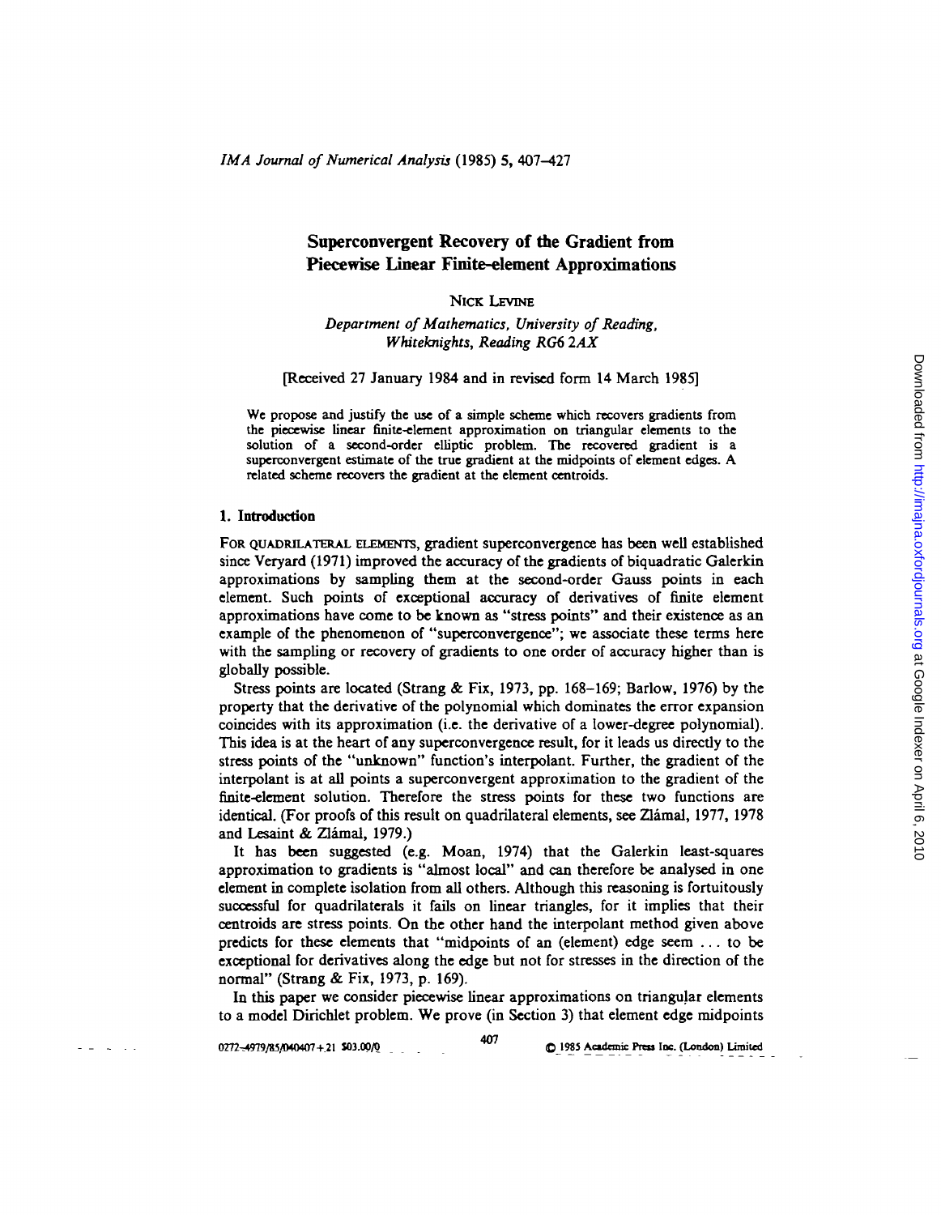# Superconvergent Recovery of the Gradient from Piecewise Linear Finite-element Approximations

NICK LEVINE

*Department of Mathematics, University of Reading, Whiteknights, Reading RG6 2AX*

[Received 27 January 1984 and in revised form 14 March 1985]

We propose and justify the use of a simple scheme which recovers gradients from the piecewise linear finite-element approximation on triangular elements to the solution of a second-order elliptic problem. The recovered gradient is a superconvergent estimate of the true gradient at the midpoints of element edges. A related scheme recovers the gradient at the element centroids.

## 1. Introduction

FOR QUADRILATERAL ELEMENTS, gradient superconvergence has been well established since Veryard (1971) improved the accuracy of the gradients of biquadratic Galerkin approximations by sampling them at the second-order Gauss points in each element. Such points of exceptional accuracy of derivatives of finite element approximations have come to be known as "stress points" and their existence as an example of the phenomenon of "superconvergence"; we associate these terms here with the sampling or recovery of gradients to one order of accuracy higher than is globally possible.

Stress points are located (Strang & Fix, 1973, pp. 168–169; Barlow, 1976) by the property that the derivative of the polynomial which dominates the error expansion coincides with its approximation (i.e. the derivative of a lower-degree polynomial). This idea is at the heart of any superconvergence result, for it leads us directly to the stress points of the "unknown" function's interpolant. Further, the gradient of the interpolant is at all points a superconvergent approximation to the gradient of the finite-element solution. Therefore the stress points for these two functions are identical. (For proofs of this result on quadrilateral elements, see Zlámal, 1977, 1978 and Lesaint & Zlámal, 1979.)

It has been suggested (e.g. Moan, 1974) that the Galerkin least-squares approximation to gradients is "almost local" and can therefore be analysed in one element in complete isolation from all others. Although this reasoning is fortuitously successful for quadrilaterals it fails on linear triangles, for it implies that their centroids are stress points. On the other hand the interpolant method given above predicts for these elements that "midpoints of an (element) edge seem ... to be exceptional for derivatives along the edge but not for stresses in the direction of the normal" (Strang & Fix, 1973, p. 169).

In this paper we consider piecewise linear approximations on triangular elements to a model Dirichlet problem. We prove (in Section 3) that element edge midpoints

0272-4979/85/040407+21 \$03.00/0 © 1985 Academic Press Inc. (London) Limited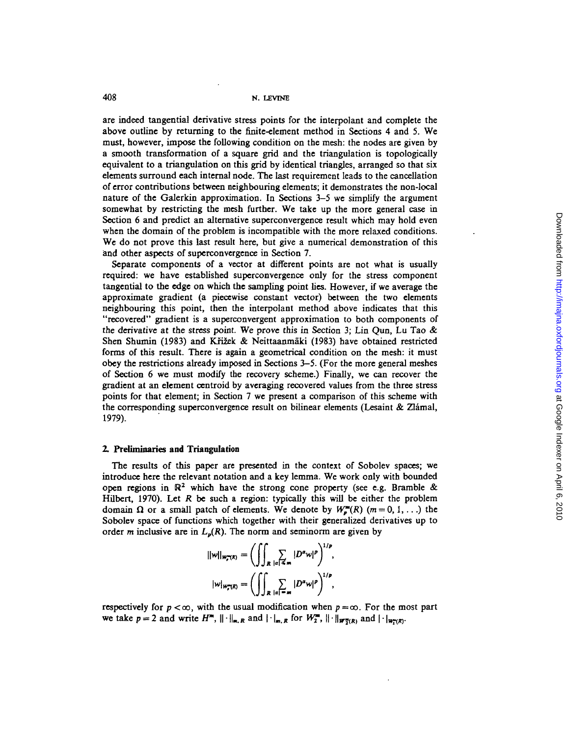are indeed tangential derivative stress points for the interpolant and complete the above outline by returning to the finite-element method in Sections 4 and 5. We must, however, impose the following condition on the mesh: the nodes are given by a smooth transformation of a square grid and the triangulation is topologically equivalent to a triangulation on this grid by identical triangles, arranged so that six elements surround each internal node. The last requirement leads to the cancellation of error contributions between neighbouring elements; it demonstrates the non-local nature of the Galerkin approximation. In Sections 3–5 we simplify the argument somewhat by restricting the mesh further. We take up the more general case in Section 6 and predict an alternative superconvergence result which may hold even when the domain of the problem is incompatible with the more relaxed conditions. We do not prove this last result here, but give a numerical demonstration of this and other aspects of superconvergence in Section 7.

Separate components of a vector at different points are not what is usually required: we have established superconvergence only for the stress component tangential to the edge on which the sampling point lies. However, if we average the approximate gradient (a piecewise constant vector) between the two elements neighbouring this point, then the interpolant method above indicates that this "recovered" gradient is a superconvergent approximation to both components of the derivative at the stress point. We prove this in Section 3; Lin Qun, Lu Tao & Shen Shumin (1983) and Křížek & Neittaanmäki (1983) have obtained restricted forms of this result. There is again a geometrical condition on the mesh: it must obey the restrictions already imposed in Sections 3–5. (For the more general meshes of Section 6 we must modify the recovery scheme.) Finally, we can recover the gradient at an element centroid by averaging recovered values from the three stress points for that element; in Section 7 we present a comparison of this scheme with the corresponding superconvergence result on bilinear elements (Lesaint & Zlámal, 1979).

## 2. Preliminaries and Triangulation

The results of this paper are presented in the context of Sobolev spaces; we introduce here the relevant notation and a key lemma. We work only with bounded open regions in $\mathbb{R}^2$ which have the strong cone property (see e.g. Bramble & Hilbert, 1970). Let $R$ be such a region: typically this will be either the problem domain $\Omega$ or a small patch of elements. We denote by $W_p^m(R)$ $(m = 0, 1, \ldots)$ the Sobolev space of functions which together with their generalized derivatives up to order $m$ inclusive are in $L_p(R)$. The norm and seminorm are given by

$$\|w\|_{W_p^m(R)} = \left(\iint_R \sum_{|\alpha| \leq m} |D^\alpha w|^p\right)^{1/p},$$

$$|w|_{W_p^m(R)} = \left(\iint_R \sum_{|\alpha| = m} |D^\alpha w|^p\right)^{1/p},$$

respectively for $p < \infty$, with the usual modification when $p = \infty$. For the most part we take $p = 2$ and write $H^m$, $\|\cdot\|_{m,R}$ and $|\cdot|_{m,R}$ for $W_2^m$, $\|\cdot\|_{W_2^m(R)}$ and $|\cdot|_{W_2^m(R)}$.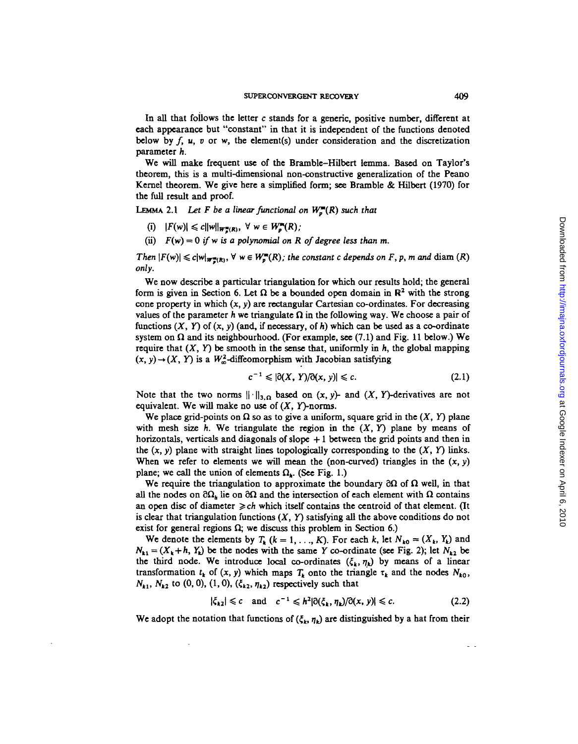In all that follows the letter $c$ stands for a generic, positive number, different at each appearance but "constant" in that it is independent of the functions denoted below by $f$, $u$, $v$ or $w$, the element(s) under consideration and the discretization parameter $h$.

We will make frequent use of the Bramble–Hilbert lemma. Based on Taylor's theorem, this is a multi-dimensional non-constructive generalization of the Peano Kernel theorem. We give here a simplified form; see Bramble & Hilbert (1970) for the full result and proof.

**Lemma 2.1** *Let $F$ be a linear functional on $W_p^m(R)$ such that*

(i) $|F(w)| \leqslant c\|w\|_{W_p^m(R)}, \ \forall \ w \in W_p^m(R)$;

(ii) $F(w) = 0$ *if $w$ is a polynomial on $R$ of degree less than $m$.*

*Then $|F(w)| \leqslant c|w|_{W_p^m(R)}, \ \forall \ w \in W_p^m(R)$; the constant $c$ depends on $F$, $p$, $m$ and* diam $(R)$ *only.*

We now describe a particular triangulation for which our results hold; the general form is given in Section 6. Let $\Omega$ be a bounded open domain in $\mathbb{R}^2$ with the strong cone property in which $(x, y)$ are rectangular Cartesian co-ordinates. For decreasing values of the parameter $h$ we triangulate $\Omega$ in the following way. We choose a pair of functions $(X, Y)$ of $(x, y)$ (and, if necessary, of $h$) which can be used as a co-ordinate system on $\Omega$ and its neighbourhood. (For example, see (7.1) and Fig. 11 below.) We require that $(X, Y)$ be smooth in the sense that, uniformly in $h$, the global mapping $(x, y) \rightarrow (X, Y)$ is a $W_\infty^2$-diffeomorphism with Jacobian satisfying

$$c^{-1} \leqslant |\partial(X, Y)/\partial(x, y)| \leqslant c. \tag{2.1}$$

Note that the two norms $\|\cdot\|_{3,\Omega}$ based on $(x, y)$- and $(X, Y)$-derivatives are not equivalent. We will make no use of $(X, Y)$-norms.

We place grid-points on $\Omega$ so as to give a uniform, square grid in the $(X, Y)$ plane with mesh size $h$. We triangulate the region in the $(X, Y)$ plane by means of horizontals, verticals and diagonals of slope $+1$ between the grid points and then in the $(x, y)$ plane with straight lines topologically corresponding to the $(X, Y)$ links. When we refer to elements we will mean the (non-curved) triangles in the $(x, y)$ plane; we call the union of elements $\Omega_h$. (See Fig. 1.)

We require the triangulation to approximate the boundary $\partial\Omega$ of $\Omega$ well, in that all the nodes on $\partial\Omega_h$ lie on $\partial\Omega$ and the intersection of each element with $\Omega$ contains an open disc of diameter $\geqslant ch$ which itself contains the centroid of that element. (It is clear that triangulation functions $(X, Y)$ satisfying all the above conditions do not exist for general regions $\Omega$; we discuss this problem in Section 6.)

We denote the elements by $T_k$ $(k = 1, \ldots, K)$. For each $k$, let $N_{k0} = (X_k, Y_k)$ and $N_{k1} = (X_k + h, Y_k)$ be the nodes with the same $Y$ co-ordinate (see Fig. 2); let $N_{k2}$ be the third node. We introduce local co-ordinates $(\xi_k, \eta_k)$ by means of a linear transformation $t_k$ of $(x, y)$ which maps $T_k$ onto the triangle $\tau_k$ and the nodes $N_{k0}$, $N_{k1}$, $N_{k2}$ to $(0, 0)$, $(1, 0)$, $(\xi_{k2}, \eta_{k2})$ respectively such that

$$|\xi_{k2}| \leqslant c \quad \text{and} \quad c^{-1} \leqslant h^2|\partial(\xi_k, \eta_k)/\partial(x, y)| \leqslant c. \tag{2.2}$$

We adopt the notation that functions of $(\xi_k, \eta_k)$ are distinguished by a hat from their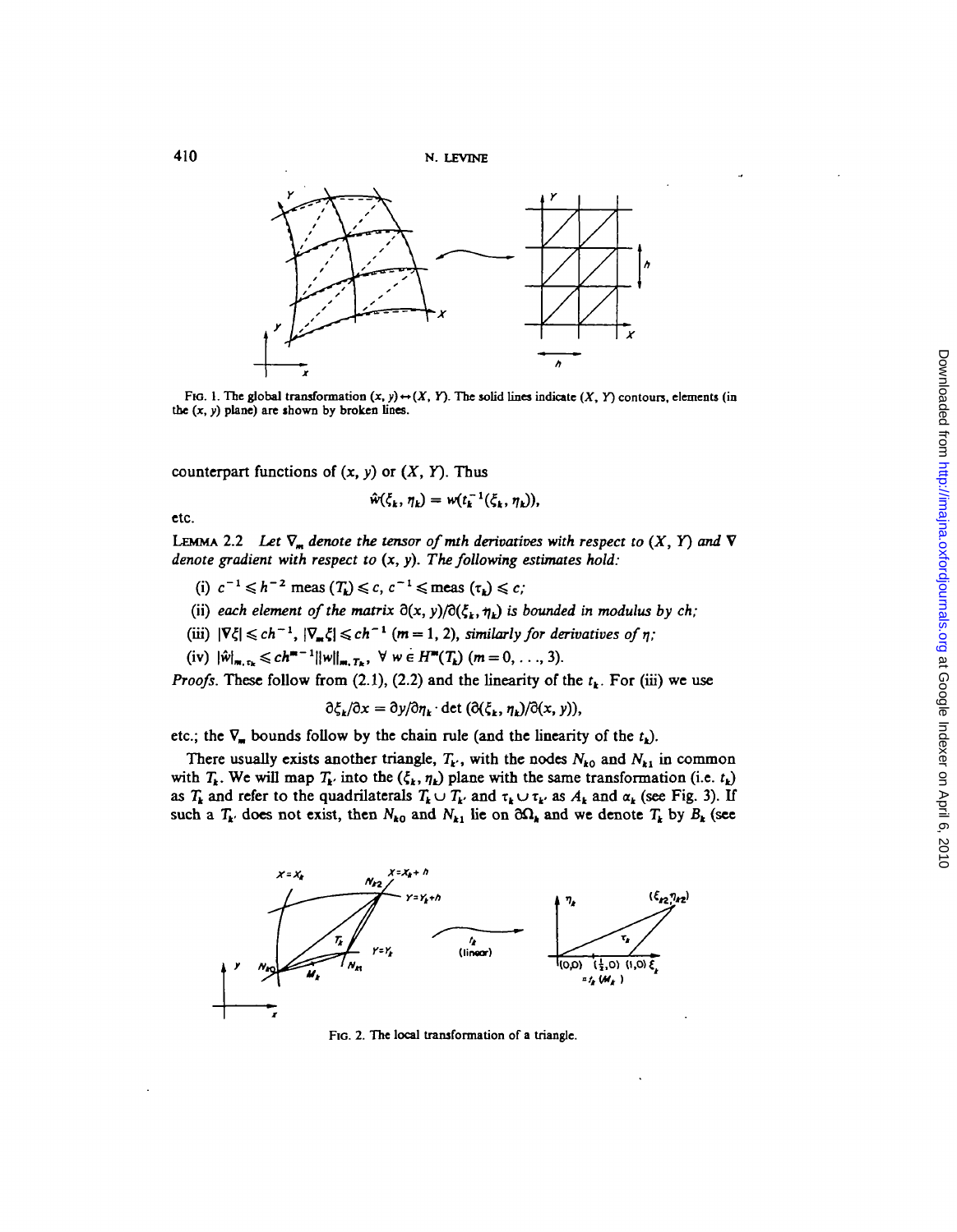FIG. 1. The global transformation $(x, y) \leftrightarrow (X, Y)$. The solid lines indicate $(X, Y)$ contours, elements (in the $(x, y)$ plane) are shown by broken lines.

counterpart functions of $(x, y)$ or $(X, Y)$. Thus

$$\hat{w}(\xi_k, \eta_k) = w(t_k^{-1}(\xi_k, \eta_k)),$$

etc.

LEMMA 2.2 *Let $\nabla_m$ denote the tensor of mth derivatives with respect to $(X, Y)$ and $\nabla$ denote gradient with respect to $(x, y)$. The following estimates hold:*

(i) $c^{-1} \leqslant h^{-2} \operatorname{meas}(T_k) \leqslant c$, $c^{-1} \leqslant \operatorname{meas}(\tau_k) \leqslant c$;

(ii) *each element of the matrix* $\partial(x, y)/\partial(\xi_k, \eta_k)$ *is bounded in modulus by ch;*

(iii) $|\nabla \xi| \leqslant ch^{-1}$, $|\nabla_m \xi| \leqslant ch^{-1}$ $(m = 1, 2)$, *similarly for derivatives of* $\eta$;

(iv) $|\hat{w}|_{m, \tau_k} \leqslant ch^{m-1} \|w\|_{m, T_k}$, $\forall\, w \in H^m(T_k)$ $(m = 0, \ldots, 3)$.

*Proofs.* These follow from (2.1), (2.2) and the linearity of the $t_k$. For (iii) we use

$$\partial \xi_k / \partial x = \partial y / \partial \eta_k \cdot \det(\partial(\xi_k, \eta_k)/\partial(x, y)),$$

etc.; the $\nabla_m$ bounds follow by the chain rule (and the linearity of the $t_k$).

There usually exists another triangle, $T_{k'}$, with the nodes $N_{k0}$ and $N_{k1}$ in common with $T_k$. We will map $T_{k'}$ into the $(\xi_k, \eta_k)$ plane with the same transformation (i.e. $t_k$) as $T_k$ and refer to the quadrilaterals $T_k \cup T_{k'}$ and $\tau_k \cup \tau_{k'}$ as $A_k$ and $\alpha_k$ (see Fig. 3). If such a $T_{k'}$ does not exist, then $N_{k0}$ and $N_{k1}$ lie on $\partial\Omega_h$ and we denote $T_k$ by $B_k$ (see

FIG. 2. The local transformation of a triangle.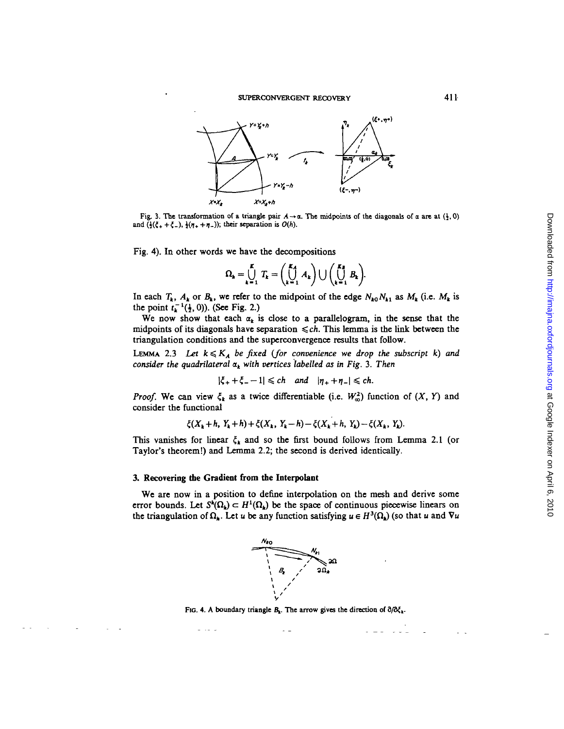Fig. 3. The transformation of a triangle pair $A \to \alpha$. The midpoints of the diagonals of $\alpha$ are at $(\frac{1}{2}, 0)$ and $(\frac{1}{2}(\xi_+ + \xi_-), \frac{1}{2}(\eta_+ + \eta_-))$; their separation is $O(h)$.

Fig. 4). In other words we have the decompositions

$$\Omega_h = \bigcup_{k=1}^{K} T_k = \left(\bigcup_{k=1}^{K_A} A_k\right) \cup \left(\bigcup_{k=1}^{K_B} B_k\right).$$

In each $T_k$, $A_k$ or $B_k$, we refer to the midpoint of the edge $N_{k0}N_{k1}$ as $M_k$ (i.e. $M_k$ is the point $t_k^{-1}(\frac{1}{2}, 0)$). (See Fig. 2.)

We now show that each $\alpha_k$ is close to a parallelogram, in the sense that the midpoints of its diagonals have separation $\leqslant ch$. This lemma is the link between the triangulation conditions and the superconvergence results that follow.

LEMMA 2.3 *Let $k \leqslant K_A$ be fixed (for convenience we drop the subscript $k$) and consider the quadrilateral $\alpha_k$ with vertices labelled as in Fig. 3. Then*

$$|\xi_+ + \xi_- - 1| \leqslant ch \quad \textit{and} \quad |\eta_+ + \eta_-| \leqslant ch.$$

*Proof.* We can view $\xi_k$ as a twice differentiable (i.e. $W^2_\infty$) function of $(X, Y)$ and consider the functional

$$\xi(X_k + h, Y_k + h) + \xi(X_k, Y_k - h) - \xi(X_k + h, Y_k) - \xi(X_k, Y_k).$$

This vanishes for linear $\xi_k$ and so the first bound follows from Lemma 2.1 (or Taylor's theorem!) and Lemma 2.2; the second is derived identically.

## 3. Recovering the Gradient from the Interpolant

We are now in a position to define interpolation on the mesh and derive some error bounds. Let $S^h(\Omega_h) \subset H^1(\Omega_h)$ be the space of continuous piecewise linears on the triangulation of $\Omega_h$. Let $u$ be any function satisfying $u \in H^3(\Omega_h)$ (so that $u$ and $\nabla u$

FIG. 4. A boundary triangle $B_k$. The arrow gives the direction of $\partial/\partial\xi_k$.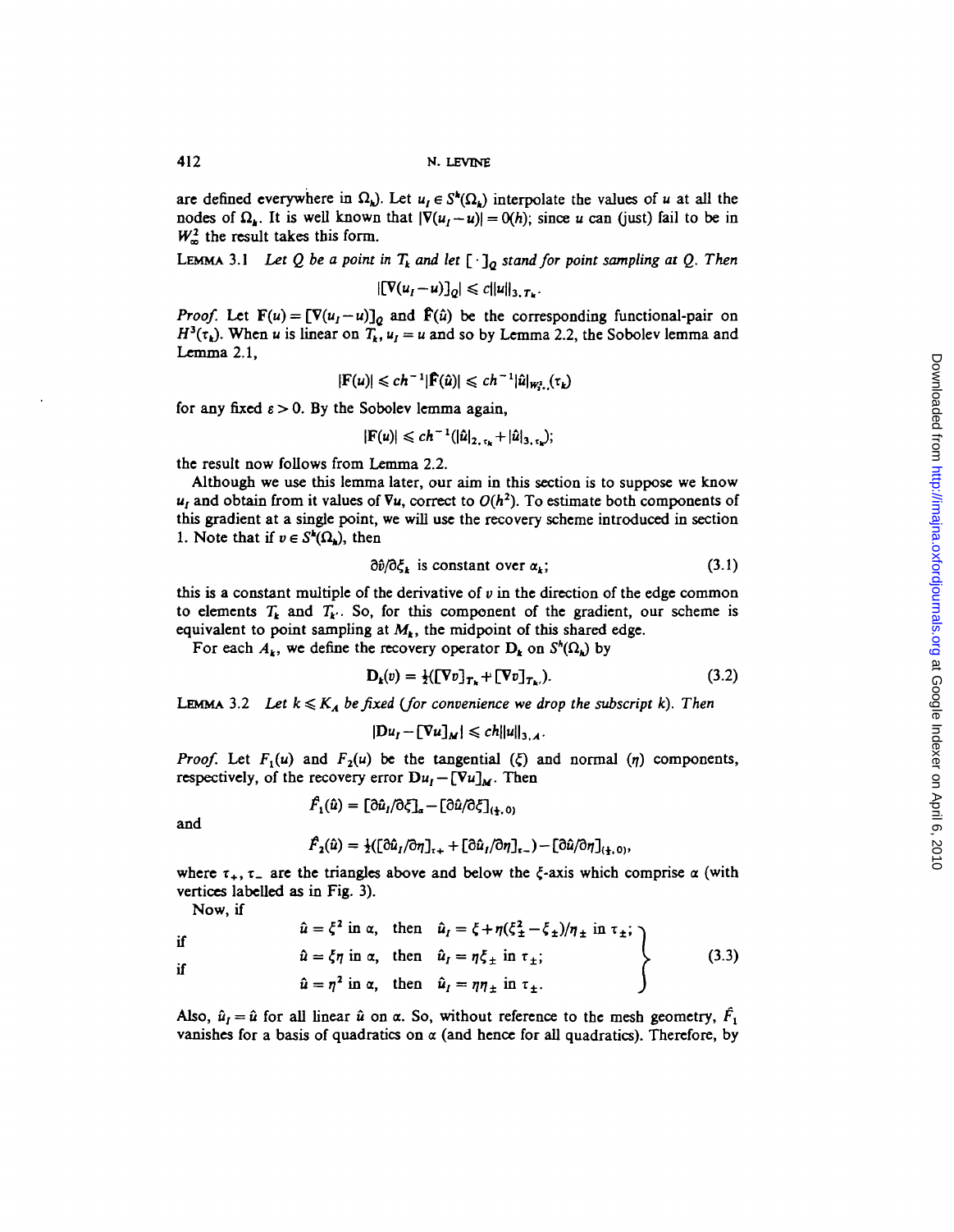are defined everywhere in $\Omega_k$). Let $u_I \in S^h(\Omega_k)$ interpolate the values of $u$ at all the nodes of $\Omega_k$. It is well known that $|\nabla(u_I - u)| = O(h)$; since $u$ can (just) fail to be in $W^2_\infty$ the result takes this form.

LEMMA 3.1 *Let $Q$ be a point in $T_k$ and let $[\,\cdot\,]_Q$ stand for point sampling at $Q$. Then*

$$|[\nabla(u_I - u)]_Q| \leqslant c\|u\|_{3, T_k}.$$

*Proof.* Let $\mathbf{F}(u) = [\nabla(u_I - u)]_Q$ and $\hat{\mathbf{F}}(\hat{u})$ be the corresponding functional-pair on $H^3(\tau_k)$. When $u$ is linear on $T_k$, $u_I = u$ and so by Lemma 2.2, the Sobolev lemma and Lemma 2.1,

$$|\mathbf{F}(u)| \leqslant ch^{-1}|\hat{\mathbf{F}}(\hat{u})| \leqslant ch^{-1}|\hat{u}|_{W^2_{2+\varepsilon}(\tau_k)}$$

for any fixed $\varepsilon > 0$. By the Sobolev lemma again,

$$|\mathbf{F}(u)| \leqslant ch^{-1}(|\hat{u}|_{2, \tau_k} + |\hat{u}|_{3, \tau_k});$$

the result now follows from Lemma 2.2.

Although we use this lemma later, our aim in this section is to suppose we know $u_I$ and obtain from it values of $\nabla u$, correct to $O(h^2)$. To estimate both components of this gradient at a single point, we will use the recovery scheme introduced in section 1. Note that if $v \in S^h(\Omega_k)$, then

$$\partial \hat{v}/\partial \xi_k \text{ is constant over } \alpha_k; \tag{3.1}$$

this is a constant multiple of the derivative of $v$ in the direction of the edge common to elements $T_k$ and $T_{k'}$. So, for this component of the gradient, our scheme is equivalent to point sampling at $M_k$, the midpoint of this shared edge.

For each $A_k$, we define the recovery operator $\mathbf{D}_k$ on $S^h(\Omega_k)$ by

$$\mathbf{D}_k(v) = \tfrac{1}{2}([\nabla v]_{T_k} + [\nabla v]_{T_{k'}}). \tag{3.2}$$

LEMMA 3.2 *Let $k \leqslant K_A$ be fixed (for convenience we drop the subscript $k$). Then*

$$|\mathbf{D}u_I - [\nabla u]_M| \leqslant ch\|u\|_{3, A}.$$

*Proof.* Let $F_1(u)$ and $F_2(u)$ be the tangential ($\xi$) and normal ($\eta$) components, respectively, of the recovery error $\mathbf{D}u_I - [\nabla u]_M$. Then

$$\hat{F}_1(\hat{u}) = [\partial \hat{u}_I/\partial \xi]_\alpha - [\partial \hat{u}/\partial \xi]_{(\frac{1}{2}, 0)}$$

and

$$\hat{F}_2(\hat{u}) = \tfrac{1}{2}([\partial \hat{u}_I/\partial \eta]_{\tau_+} + [\partial \hat{u}_I/\partial \eta]_{\tau_-}) - [\partial \hat{u}/\partial \eta]_{(\frac{1}{2}, 0)},$$

where $\tau_+$, $\tau_-$ are the triangles above and below the $\xi$-axis which comprise $\alpha$ (with vertices labelled as in Fig. 3).

Now, if

$$\left.\begin{aligned}
&\hat{u} = \xi^2 \text{ in } \alpha, \quad \text{then} \quad \hat{u}_I = \xi + \eta(\xi_\pm^2 - \xi_\pm)/\eta_\pm \text{ in } \tau_\pm; \\
\text{if} \quad &\hat{u} = \xi\eta \text{ in } \alpha, \quad \text{then} \quad \hat{u}_I = \eta\xi_\pm \text{ in } \tau_\pm; \\
\text{if} \quad &\hat{u} = \eta^2 \text{ in } \alpha, \quad \text{then} \quad \hat{u}_I = \eta\eta_\pm \text{ in } \tau_\pm.
\end{aligned}\right\} \tag{3.3}$$

Also, $\hat{u}_I = \hat{u}$ for all linear $\hat{u}$ on $\alpha$. So, without reference to the mesh geometry, $\hat{F}_1$ vanishes for a basis of quadratics on $\alpha$ (and hence for all quadratics). Therefore, by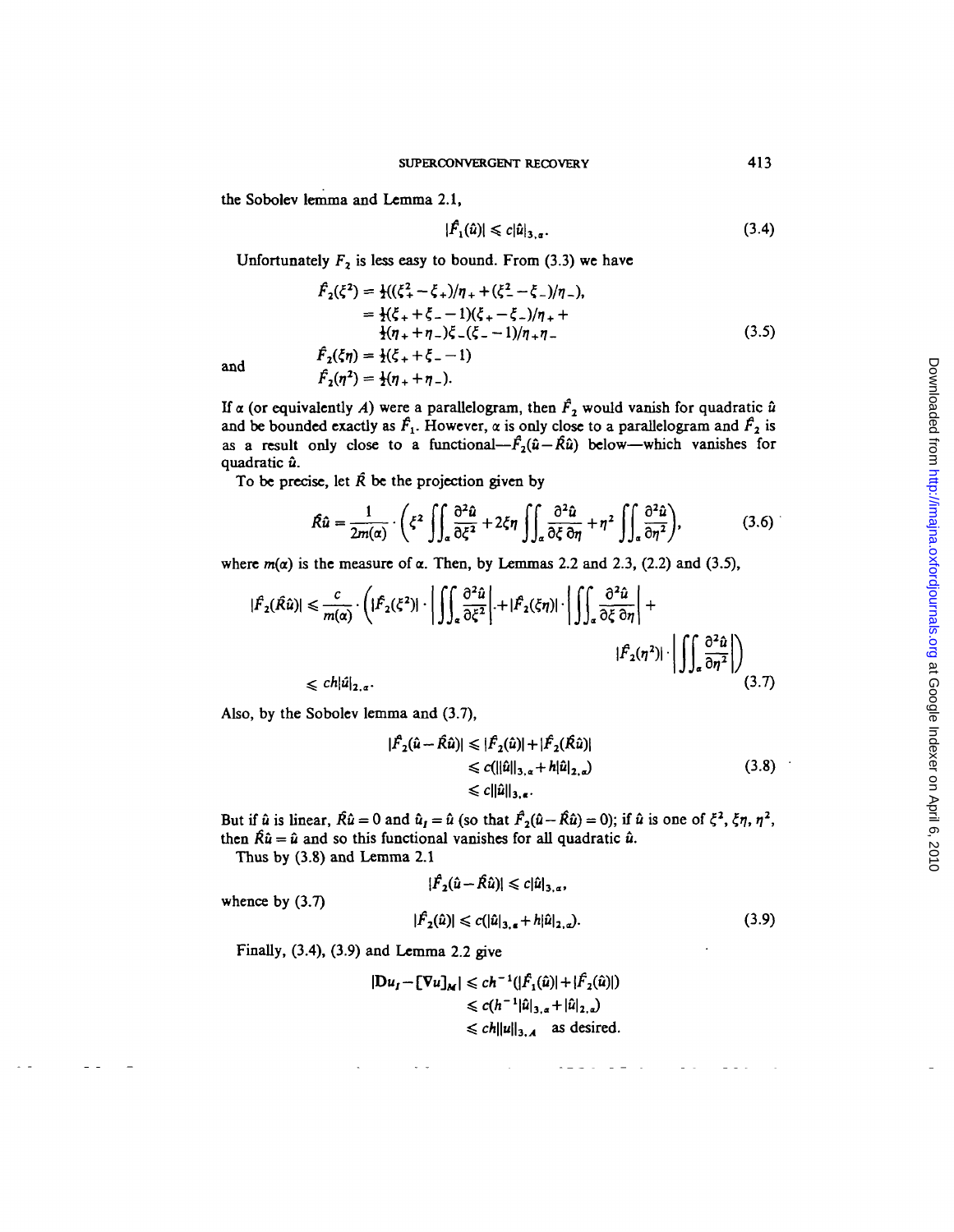the Sobolev lemma and Lemma 2.1,

$$|\hat{F}_1(\hat{u})| \leqslant c|\hat{u}|_{3,\alpha}. \tag{3.4}$$

Unfortunately $F_2$ is less easy to bound. From (3.3) we have

$$\begin{aligned}
\hat{F}_2(\xi^2) &= \tfrac{1}{2}((\xi_+^2 - \xi_+)/\eta_+ + (\xi_-^2 - \xi_-)/\eta_-), \\
&= \tfrac{1}{2}(\xi_+ + \xi_- - 1)(\xi_+ - \xi_-)/\eta_+ + \\
&\quad \tfrac{1}{2}(\eta_+ + \eta_-)\xi_-(\xi_- - 1)/\eta_+\eta_-
\end{aligned} \tag{3.5}$$

and

$$\hat{F}_2(\xi\eta) = \tfrac{1}{2}(\xi_+ + \xi_- - 1)$$

$$\hat{F}_2(\eta^2) = \tfrac{1}{2}(\eta_+ + \eta_-).$$

If $\alpha$ (or equivalently $A$) were a parallelogram, then $\hat{F}_2$ would vanish for quadratic $\hat{u}$ and be bounded exactly as $\hat{F}_1$. However, $\alpha$ is only close to a parallelogram and $\hat{F}_2$ is as a result only close to a functional—$\hat{F}_2(\hat{u} - \hat{R}\hat{u})$ below—which vanishes for quadratic $\hat{u}$.

To be precise, let $\hat{R}$ be the projection given by

$$\hat{R}\hat{u} = \frac{1}{2m(\alpha)} \cdot \left( \xi^2 \iint_\alpha \frac{\partial^2 \hat{u}}{\partial \xi^2} + 2\xi\eta \iint_\alpha \frac{\partial^2 \hat{u}}{\partial \xi\, \partial \eta} + \eta^2 \iint_\alpha \frac{\partial^2 \hat{u}}{\partial \eta^2} \right), \tag{3.6}$$

where $m(\alpha)$ is the measure of $\alpha$. Then, by Lemmas 2.2 and 2.3, (2.2) and (3.5),

$$\begin{aligned}
|\hat{F}_2(\hat{R}\hat{u})| &\leqslant \frac{c}{m(\alpha)} \cdot \left( |\hat{F}_2(\xi^2)| \cdot \left| \iint_\alpha \frac{\partial^2 \hat{u}}{\partial \xi^2} \right| + |\hat{F}_2(\xi\eta)| \cdot \left| \iint_\alpha \frac{\partial^2 \hat{u}}{\partial \xi\, \partial \eta} \right| + \right. \\
&\qquad \left. |\hat{F}_2(\eta^2)| \cdot \left| \iint_\alpha \frac{\partial^2 \hat{u}}{\partial \eta^2} \right| \right) \\
&\leqslant ch|\hat{u}|_{2,\alpha}.
\end{aligned} \tag{3.7}$$

Also, by the Sobolev lemma and (3.7),

$$\begin{aligned}
|\hat{F}_2(\hat{u} - \hat{R}\hat{u})| &\leqslant |\hat{F}_2(\hat{u})| + |\hat{F}_2(\hat{R}\hat{u})| \\
&\leqslant c(\|\hat{u}\|_{3,\alpha} + h|\hat{u}|_{2,\alpha}) \\
&\leqslant c\|\hat{u}\|_{3,\alpha}.
\end{aligned} \tag{3.8}$$

But if $\hat{u}$ is linear, $\hat{R}\hat{u} = 0$ and $\hat{u}_I = \hat{u}$ (so that $\hat{F}_2(\hat{u} - \hat{R}\hat{u}) = 0$); if $\hat{u}$ is one of $\xi^2$, $\xi\eta$, $\eta^2$, then $\hat{R}\hat{u} = \hat{u}$ and so this functional vanishes for all quadratic $\hat{u}$.

Thus by (3.8) and Lemma 2.1

$$|\hat{F}_2(\hat{u} - \hat{R}\hat{u})| \leqslant c|\hat{u}|_{3,\alpha},$$

whence by (3.7)

$$|\hat{F}_2(\hat{u})| \leqslant c(|\hat{u}|_{3,\alpha} + h|\hat{u}|_{2,\alpha}). \tag{3.9}$$

Finally, (3.4), (3.9) and Lemma 2.2 give

$$\begin{aligned}
|\mathbf{D}u_I - [\nabla u]_M| &\leqslant ch^{-1}(|\hat{F}_1(\hat{u})| + |\hat{F}_2(\hat{u})|) \\
&\leqslant c(h^{-1}|\hat{u}|_{3,\alpha} + |\hat{u}|_{2,\alpha}) \\
&\leqslant ch\|u\|_{3,A} \quad \text{as desired.}
\end{aligned}$$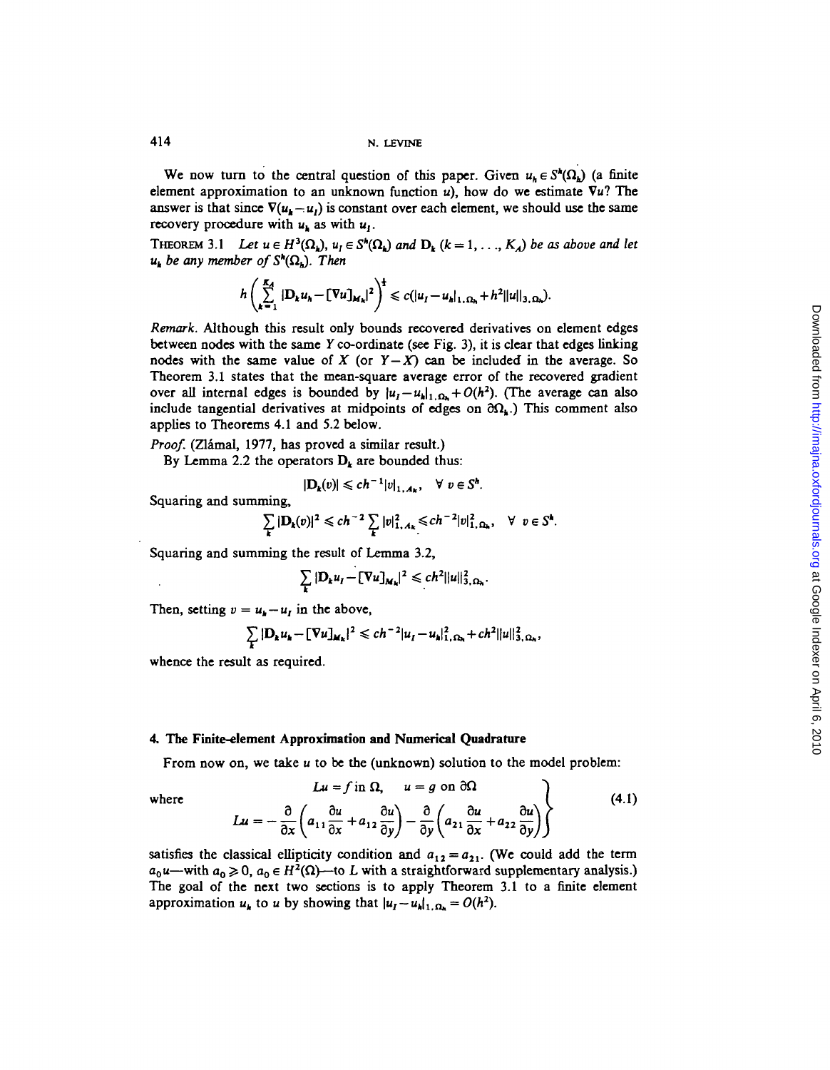We now turn to the central question of this paper. Given $u_h \in S^h(\Omega_h)$ (a finite element approximation to an unknown function $u$), how do we estimate $\nabla u$? The answer is that since $\nabla(u_h - u_I)$ is constant over each element, we should use the same recovery procedure with $u_h$ as with $u_I$.

THEOREM 3.1 *Let $u \in H^3(\Omega_h)$, $u_I \in S^h(\Omega_h)$ and $\mathbf{D}_k$ $(k = 1, \ldots, K_A)$ be as above and let $u_h$ be any member of $S^h(\Omega_h)$. Then*

$$h\left(\sum_{k=1}^{K_A} |\mathbf{D}_k u_h - [\nabla u]_{M_k}|^2\right)^{\frac{1}{2}} \leqslant c(|u_I - u_h|_{1,\Omega_h} + h^2\|u\|_{3,\Omega_h}).$$

*Remark.* Although this result only bounds recovered derivatives on element edges between nodes with the same $Y$ co-ordinate (see Fig. 3), it is clear that edges linking nodes with the same value of $X$ (or $Y - X$) can be included in the average. So Theorem 3.1 states that the mean-square average error of the recovered gradient over all internal edges is bounded by $|u_I - u_h|_{1,\Omega_h} + O(h^2)$. (The average can also include tangential derivatives at midpoints of edges on $\partial\Omega_h$.) This comment also applies to Theorems 4.1 and 5.2 below.

*Proof.* (Zlámal, 1977, has proved a similar result.)

By Lemma 2.2 the operators $\mathbf{D}_k$ are bounded thus:

$$|\mathbf{D}_k(v)| \leqslant ch^{-1}|v|_{1,A_k}, \quad \forall\ v \in S^h.$$

Squaring and summing,

$$\sum_k |\mathbf{D}_k(v)|^2 \leqslant ch^{-2}\sum_k |v|_{1,A_k}^2 \leqslant ch^{-2}|v|_{1,\Omega_h}^2, \quad \forall\ v \in S^h.$$

Squaring and summing the result of Lemma 3.2,

$$\sum_k |\mathbf{D}_k u_I - [\nabla u]_{M_k}|^2 \leqslant ch^2\|u\|_{3,\Omega_h}^2.$$

Then, setting $v = u_h - u_I$ in the above,

$$\sum_k |\mathbf{D}_k u_h - [\nabla u]_{M_k}|^2 \leqslant ch^{-2}|u_I - u_h|_{1,\Omega_h}^2 + ch^2\|u\|_{3,\Omega_h}^2,$$

whence the result as required.

## 4. The Finite-element Approximation and Numerical Quadrature

From now on, we take $u$ to be the (unknown) solution to the model problem:

$$\left.\begin{aligned} &Lu = f \text{ in } \Omega, \quad u = g \text{ on } \partial\Omega \\ &Lu = -\frac{\partial}{\partial x}\left(a_{11}\frac{\partial u}{\partial x} + a_{12}\frac{\partial u}{\partial y}\right) - \frac{\partial}{\partial y}\left(a_{21}\frac{\partial u}{\partial x} + a_{22}\frac{\partial u}{\partial y}\right) \end{aligned}\right\} \tag{4.1}$$

where

satisfies the classical ellipticity condition and $a_{12} = a_{21}$. (We could add the term $a_0 u$—with $a_0 \geqslant 0$, $a_0 \in H^2(\Omega)$—to $L$ with a straightforward supplementary analysis.) The goal of the next two sections is to apply Theorem 3.1 to a finite element approximation $u_h$ to $u$ by showing that $|u_I - u_h|_{1,\Omega_h} = O(h^2)$.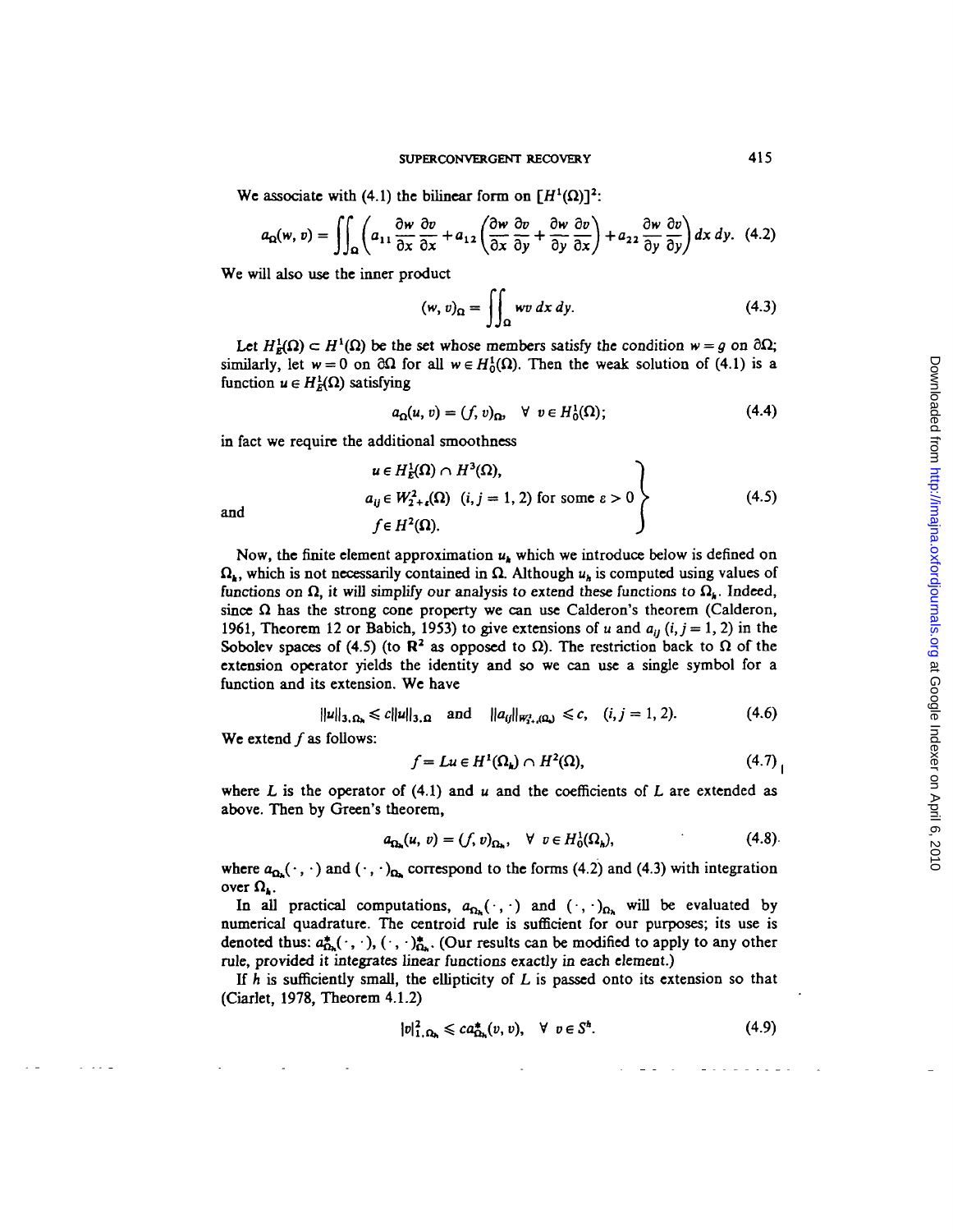We associate with (4.1) the bilinear form on $[H^1(\Omega)]^2$:

$$a_\Omega(w, v) = \iint_\Omega \left( a_{11} \frac{\partial w}{\partial x} \frac{\partial v}{\partial x} + a_{12} \left( \frac{\partial w}{\partial x} \frac{\partial v}{\partial y} + \frac{\partial w}{\partial y} \frac{\partial v}{\partial x} \right) + a_{22} \frac{\partial w}{\partial y} \frac{\partial v}{\partial y} \right) dx\, dy. \quad (4.2)$$

We will also use the inner product

$$(w, v)_\Omega = \iint_\Omega wv \, dx\, dy. \quad (4.3)$$

Let $H^1_E(\Omega) \subset H^1(\Omega)$ be the set whose members satisfy the condition $w = g$ on $\partial\Omega$; similarly, let $w = 0$ on $\partial\Omega$ for all $w \in H^1_0(\Omega)$. Then the weak solution of (4.1) is a function $u \in H^1_E(\Omega)$ satisfying

$$a_\Omega(u, v) = (f, v)_\Omega, \quad \forall \; v \in H^1_0(\Omega); \quad (4.4)$$

in fact we require the additional smoothness

$$\left.\begin{array}{l} u \in H^1_E(\Omega) \cap H^3(\Omega), \\ a_{ij} \in W^2_{2+\varepsilon}(\Omega) \;\; (i, j = 1, 2) \text{ for some } \varepsilon > 0 \\ f \in H^2(\Omega). \end{array}\right\} \quad (4.5)$$

and

Now, the finite element approximation $u_h$ which we introduce below is defined on $\Omega_h$, which is not necessarily contained in $\Omega$. Although $u_h$ is computed using values of functions on $\Omega$, it will simplify our analysis to extend these functions to $\Omega_h$. Indeed, since $\Omega$ has the strong cone property we can use Calderon's theorem (Calderon, 1961, Theorem 12 or Babich, 1953) to give extensions of $u$ and $a_{ij}$ $(i, j = 1, 2)$ in the Sobolev spaces of (4.5) (to $\mathbf{R}^2$ as opposed to $\Omega$). The restriction back to $\Omega$ of the extension operator yields the identity and so we can use a single symbol for a function and its extension. We have

$$\|u\|_{3,\Omega_h} \leqslant c\|u\|_{3,\Omega} \quad \text{and} \quad \|a_{ij}\|_{W^2_{2+\varepsilon}(\Omega_h)} \leqslant c, \quad (i, j = 1, 2). \quad (4.6)$$

We extend $f$ as follows:

$$f = Lu \in H^1(\Omega_h) \cap H^2(\Omega), \quad (4.7)$$

where $L$ is the operator of (4.1) and $u$ and the coefficients of $L$ are extended as above. Then by Green's theorem,

$$a_{\Omega_h}(u, v) = (f, v)_{\Omega_h}, \quad \forall \; v \in H^1_0(\Omega_h), \quad (4.8)$$

where $a_{\Omega_h}(\cdot\,,\cdot)$ and $(\cdot\,,\cdot)_{\Omega_h}$ correspond to the forms (4.2) and (4.3) with integration over $\Omega_h$.

In all practical computations, $a_{\Omega_h}(\cdot\,,\cdot)$ and $(\cdot\,,\cdot)_{\Omega_h}$ will be evaluated by numerical quadrature. The centroid rule is sufficient for our purposes; its use is denoted thus: $a^*_{\Omega_h}(\cdot\,,\cdot)$, $(\cdot\,,\cdot)^*_{\Omega_h}$. (Our results can be modified to apply to any other rule, provided it integrates linear functions exactly in each element.)

If $h$ is sufficiently small, the ellipticity of $L$ is passed onto its extension so that (Ciarlet, 1978, Theorem 4.1.2)

$$|v|^2_{1,\Omega_h} \leqslant c a^*_{\Omega_h}(v, v), \quad \forall \; v \in S^h. \quad (4.9)$$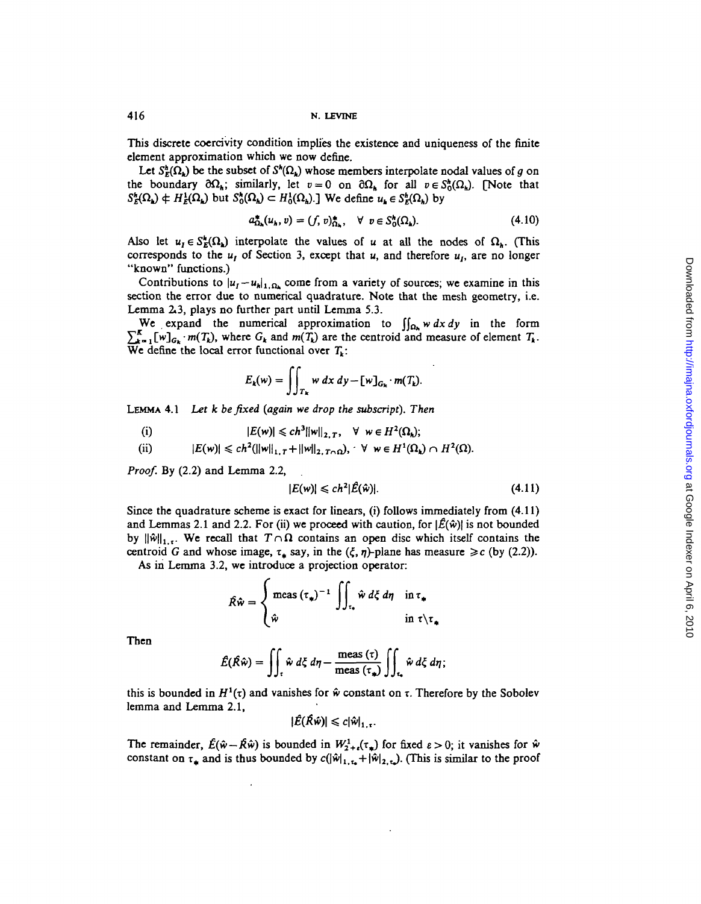This discrete coercivity condition implies the existence and uniqueness of the finite element approximation which we now define.

Let $S_E^h(\Omega_h)$ be the subset of $S^h(\Omega_h)$ whose members interpolate nodal values of $g$ on the boundary $\partial\Omega_h$; similarly, let $v = 0$ on $\partial\Omega_h$ for all $v \in S_0^h(\Omega_h)$. [Note that $S_E^h(\Omega_h) \not\subset H_E^1(\Omega_h)$ but $S_0^h(\Omega_h) \subset H_0^1(\Omega_h)$.] We define $u_h \in S_E^h(\Omega_h)$ by

$$a_{\Omega_h}^*(u_h, v) = (f, v)_{\Omega_h}^*, \quad \forall\ v \in S_0^h(\Omega_h). \tag{4.10}$$

Also let $u_I \in S_E^h(\Omega_h)$ interpolate the values of $u$ at all the nodes of $\Omega_h$. (This corresponds to the $u_I$ of Section 3, except that $u$, and therefore $u_I$, are no longer "known" functions.)

Contributions to $|u_I - u_h|_{1,\Omega_h}$ come from a variety of sources; we examine in this section the error due to numerical quadrature. Note that the mesh geometry, i.e. Lemma 2.3, plays no further part until Lemma 5.3.

We expand the numerical approximation to $\iint_{\Omega_h} w\,dx\,dy$ in the form $\sum_{k=1}^{K} [w]_{G_k} \cdot m(T_k)$, where $G_k$ and $m(T_k)$ are the centroid and measure of element $T_k$. We define the local error functional over $T_k$:

$$E_k(w) = \iint_{T_k} w\,dx\,dy - [w]_{G_k} \cdot m(T_k).$$

LEMMA 4.1 *Let $k$ be fixed (again we drop the subscript). Then*

(i) $$|E(w)| \leqslant ch^3 \|w\|_{2,T}, \quad \forall\ w \in H^2(\Omega_h);$$

(ii) $$|E(w)| \leqslant ch^2 (\|w\|_{1,T} + \|w\|_{2,T\cap\Omega}), \quad \forall\ w \in H^1(\Omega_h) \cap H^2(\Omega).$$

*Proof.* By (2.2) and Lemma 2.2,

$$|E(w)| \leqslant ch^2 |\hat{E}(\hat{w})|. \tag{4.11}$$

Since the quadrature scheme is exact for linears, (i) follows immediately from (4.11) and Lemmas 2.1 and 2.2. For (ii) we proceed with caution, for $|\hat{E}(\hat{w})|$ is not bounded by $\|\hat{w}\|_{1,\tau}$. We recall that $T \cap \Omega$ contains an open disc which itself contains the centroid $G$ and whose image, $\tau_*$ say, in the $(\xi, \eta)$-plane has measure $\geqslant c$ (by (2.2)).

As in Lemma 3.2, we introduce a projection operator:

$$\hat{R}\hat{w} = \begin{cases} \text{meas}\,(\tau_*)^{-1} \displaystyle\iint_{\tau_*} \hat{w}\,d\xi\,d\eta & \text{in } \tau_* \\ \hat{w} & \text{in } \tau \backslash \tau_* \end{cases}$$

Then

$$\hat{E}(\hat{R}\hat{w}) = \iint_{\tau} \hat{w}\,d\xi\,d\eta - \frac{\text{meas}\,(\tau)}{\text{meas}\,(\tau_*)} \iint_{\tau_*} \hat{w}\,d\xi\,d\eta;$$

this is bounded in $H^1(\tau)$ and vanishes for $\hat{w}$ constant on $\tau$. Therefore by the Sobolev lemma and Lemma 2.1,

$$|\hat{E}(\hat{R}\hat{w})| \leqslant c|\hat{w}|_{1,\tau}.$$

The remainder, $\hat{E}(\hat{w} - \hat{R}\hat{w})$ is bounded in $W_{2+\varepsilon}^1(\tau_*)$ for fixed $\varepsilon > 0$; it vanishes for $\hat{w}$ constant on $\tau_*$ and is thus bounded by $c(|\hat{w}|_{1,\tau_*} + |\hat{w}|_{2,\tau_*})$. (This is similar to the proof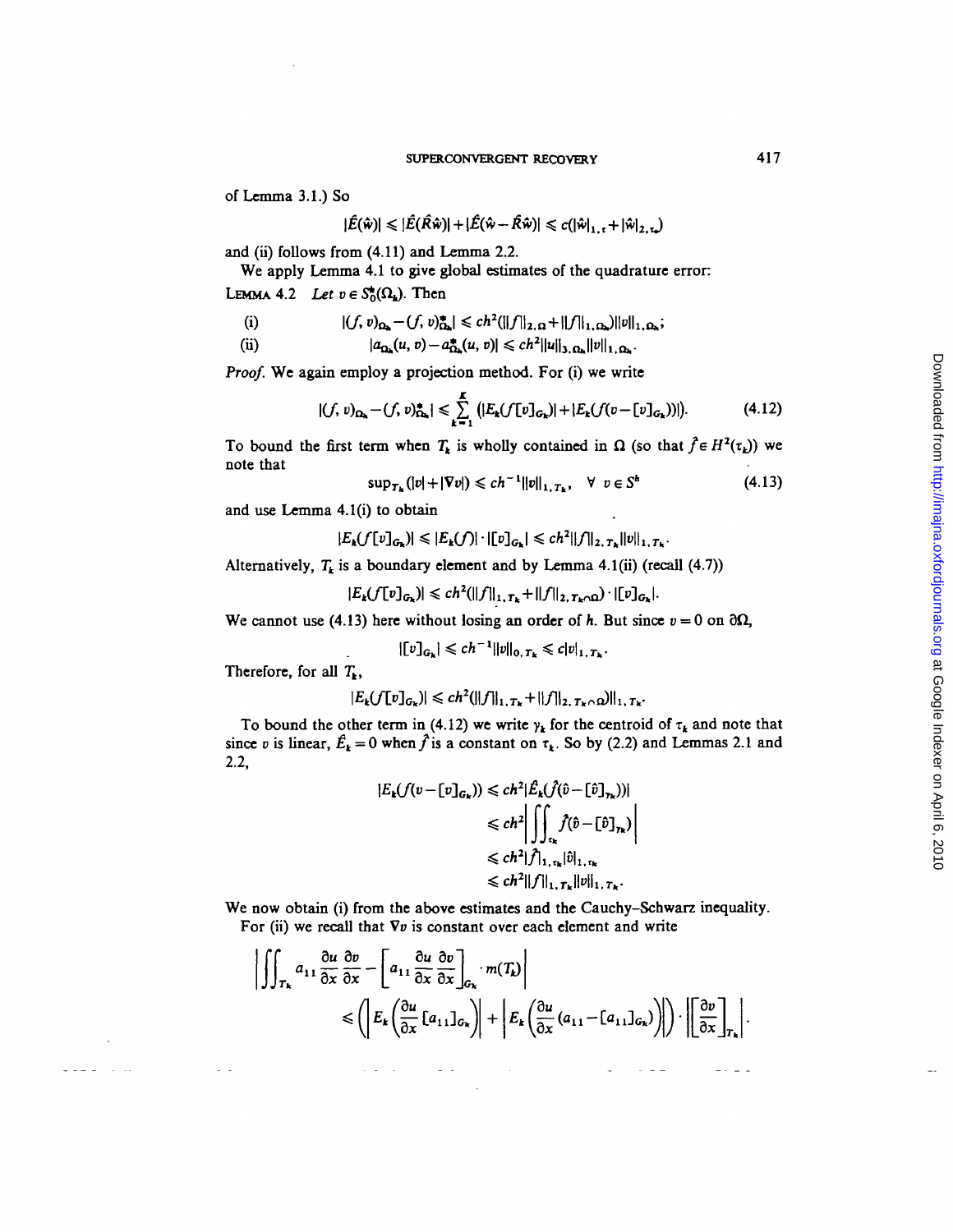of Lemma 3.1.) So

$$|\hat{E}(\hat{w})| \leqslant |\hat{E}(\hat{R}\hat{w})| + |\hat{E}(\hat{w} - \hat{R}\hat{w})| \leqslant c(|\hat{w}|_{1,\tau} + |\hat{w}|_{2,\tau_*})$$

and (ii) follows from (4.11) and Lemma 2.2.

We apply Lemma 4.1 to give global estimates of the quadrature error:

LEMMA 4.2 *Let* $v \in S_0^h(\Omega_h)$. *Then*

$$\text{(i)} \qquad |(f, v)_{\Omega_h} - (f, v)^*_{\Omega_h}| \leqslant ch^2(\|f\|_{2,\Omega} + \|f\|_{1,\Omega_h})\|v\|_{1,\Omega_h};$$

$$\text{(ii)} \qquad |a_{\Omega_h}(u, v) - a^*_{\Omega_h}(u, v)| \leqslant ch^2\|u\|_{3,\Omega_h}\|v\|_{1,\Omega_h}.$$

*Proof.* We again employ a projection method. For (i) we write

$$|(f, v)_{\Omega_h} - (f, v)^*_{\Omega_h}| \leqslant \sum_{k=1}^{K} \left(|E_k(f[v]_{G_k})| + |E_k(f(v - [v]_{G_k}))|\right). \tag{4.12}$$

To bound the first term when $T_k$ is wholly contained in $\Omega$ (so that $\hat{f} \in H^2(\tau_k)$) we note that

$$\sup_{T_k}(|v| + |\nabla v|) \leqslant ch^{-1}\|v\|_{1,T_k}, \quad \forall\ v \in S^h \tag{4.13}$$

and use Lemma 4.1(i) to obtain

$$|E_k(f[v]_{G_k})| \leqslant |E_k(f)| \cdot |[v]_{G_k}| \leqslant ch^2\|f\|_{2,T_k}\|v\|_{1,T_k}.$$

Alternatively, $T_k$ is a boundary element and by Lemma 4.1(ii) (recall (4.7))

$$|E_k(f[v]_{G_k})| \leqslant ch^2(\|f\|_{1,T_k} + \|f\|_{2,T_k \cap \Omega}) \cdot |[v]_{G_k}|.$$

We cannot use (4.13) here without losing an order of $h$. But since $v = 0$ on $\partial\Omega$,

$$|[v]_{G_k}| \leqslant ch^{-1}\|v\|_{0,T_k} \leqslant c|v|_{1,T_k}.$$

Therefore, for all $T_k$,

$$|E_k(f[v]_{G_k})| \leqslant ch^2(\|f\|_{1,T_k} + \|f\|_{2,T_k \cap \Omega})|_{1,T_k}.$$

To bound the other term in (4.12) we write $\gamma_k$ for the centroid of $\tau_k$ and note that since $v$ is linear, $\hat{E}_k = 0$ when $\hat{f}$ is a constant on $\tau_k$. So by (2.2) and Lemmas 2.1 and 2.2,

$$\begin{aligned}
|E_k(f(v - [v]_{G_k}))| &\leqslant ch^2|\hat{E}_k(\hat{f}(\hat{v} - [\hat{v}]_{\gamma_k}))| \\
&\leqslant ch^2\left|\iint_{\tau_k} \hat{f}(\hat{v} - [\hat{v}]_{\gamma_k})\right| \\
&\leqslant ch^2|\hat{f}|_{1,\tau_k}|\hat{v}|_{1,\tau_k} \\
&\leqslant ch^2\|f\|_{1,T_k}\|v\|_{1,T_k}.
\end{aligned}$$

We now obtain (i) from the above estimates and the Cauchy–Schwarz inequality.

For (ii) we recall that $\nabla v$ is constant over each element and write

$$\left|\iint_{T_k} a_{11}\frac{\partial u}{\partial x}\frac{\partial v}{\partial x} - \left[a_{11}\frac{\partial u}{\partial x}\frac{\partial v}{\partial x}\right]_{G_k} \cdot m(T_k)\right|$$
$$\leqslant \left(\left|E_k\left(\frac{\partial u}{\partial x}[a_{11}]_{G_k}\right)\right| + \left|E_k\left(\frac{\partial u}{\partial x}(a_{11} - [a_{11}]_{G_k})\right)\right|\right) \cdot \left|\left[\frac{\partial v}{\partial x}\right]_{T_k}\right|.$$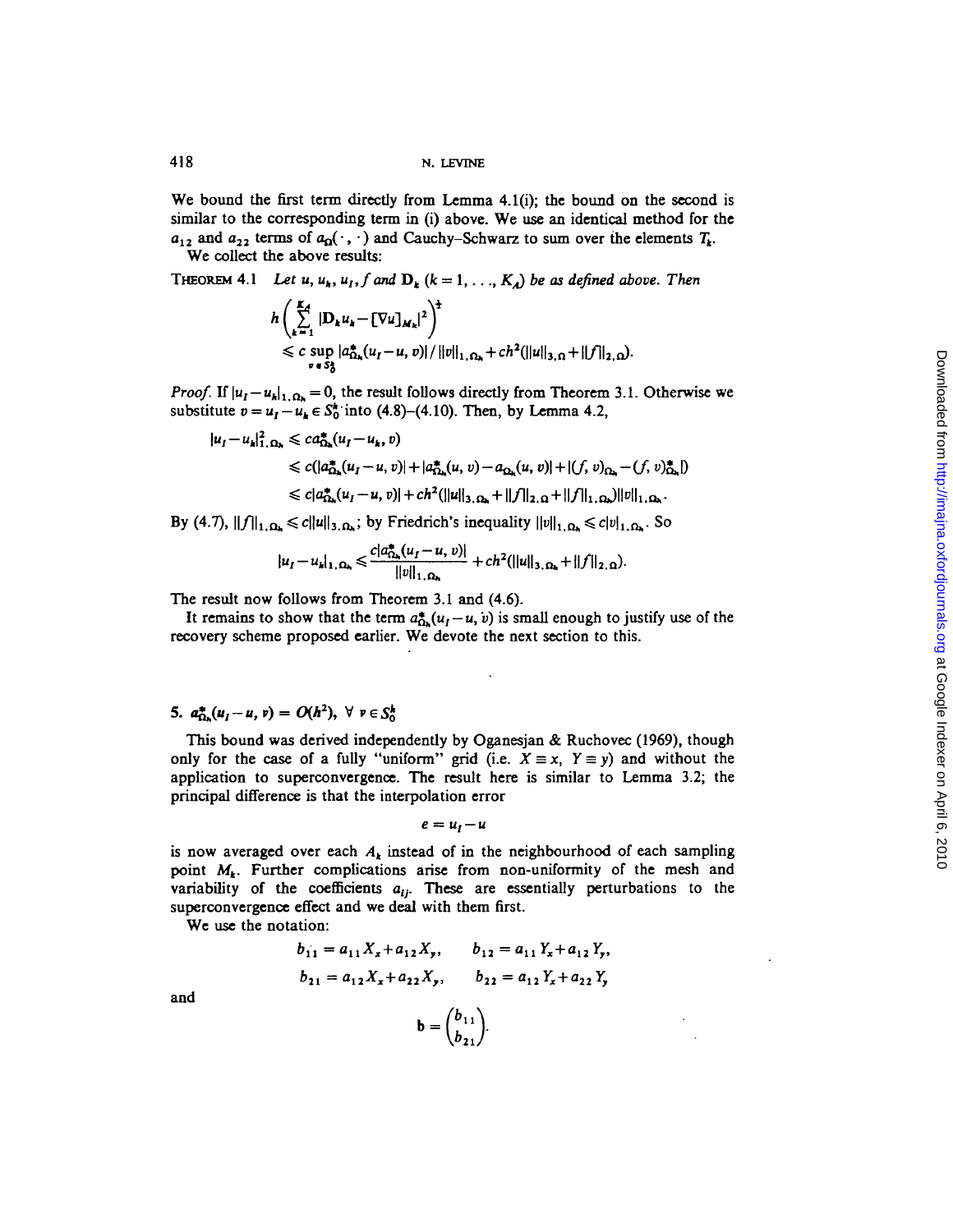We bound the first term directly from Lemma 4.1(i); the bound on the second is similar to the corresponding term in (i) above. We use an identical method for the $a_{12}$ and $a_{22}$ terms of $a_\Omega(\cdot,\cdot)$ and Cauchy–Schwarz to sum over the elements $T_k$.

We collect the above results:

THEOREM 4.1 *Let $u$, $u_h$, $u_I$, $f$ and $\mathbf{D}_k$ ($k = 1, \ldots, K_A$) be as defined above. Then*

$$h\left(\sum_{k=1}^{K_A} |\mathbf{D}_k u_h - [\nabla u]_{M_k}|^2\right)^{\frac{1}{2}} \leqslant c \sup_{v \in S_0^h} |a^*_{\Omega_h}(u_I - u, v)| / \|v\|_{1,\Omega_h} + ch^2(\|u\|_{3,\Omega} + \|f\|_{2,\Omega}).$$

*Proof.* If $|u_I - u_h|_{1,\Omega_h} = 0$, the result follows directly from Theorem 3.1. Otherwise we substitute $v = u_I - u_h \in S_0^h$ into (4.8)–(4.10). Then, by Lemma 4.2,

$$\begin{aligned}
|u_I - u_h|^2_{1,\Omega_h} &\leqslant c a^*_{\Omega_h}(u_I - u_h, v) \\
&\leqslant c(|a^*_{\Omega_h}(u_I - u, v)| + |a^*_{\Omega_h}(u, v) - a_{\Omega_h}(u, v)| + |(f, v)_{\Omega_h} - (f, v)^*_{\Omega_h}|) \\
&\leqslant c|a^*_{\Omega_h}(u_I - u, v)| + ch^2(\|u\|_{3,\Omega_h} + \|f\|_{2,\Omega} + \|f\|_{1,\Omega_h})\|v\|_{1,\Omega_h}.
\end{aligned}$$

By (4.7), $\|f\|_{1,\Omega_h} \leqslant c\|u\|_{3,\Omega_h}$; by Friedrich's inequality $\|v\|_{1,\Omega_h} \leqslant c|v|_{1,\Omega_h}$. So

$$|u_I - u_h|_{1,\Omega_h} \leqslant \frac{c|a^*_{\Omega_h}(u_I - u, v)|}{\|v\|_{1,\Omega_h}} + ch^2(\|u\|_{3,\Omega_h} + \|f\|_{2,\Omega}).$$

The result now follows from Theorem 3.1 and (4.6).

It remains to show that the term $a^*_{\Omega_h}(u_I - u, v)$ is small enough to justify use of the recovery scheme proposed earlier. We devote the next section to this.

## 5. $a^*_{\Omega_h}(u_I - u, v) = O(h^2)$, $\forall\, v \in S_0^h$

This bound was derived independently by Oganesjan & Ruchovec (1969), though only for the case of a fully "uniform" grid (i.e. $X \equiv x$, $Y \equiv y$) and without the application to superconvergence. The result here is similar to Lemma 3.2; the principal difference is that the interpolation error

$$e = u_I - u$$

is now averaged over each $A_k$ instead of in the neighbourhood of each sampling point $M_k$. Further complications arise from non-uniformity of the mesh and variability of the coefficients $a_{ij}$. These are essentially perturbations to the superconvergence effect and we deal with them first.

We use the notation:

$$b_{11} = a_{11}X_x + a_{12}X_y, \qquad b_{12} = a_{11}Y_x + a_{12}Y_y,$$
$$b_{21} = a_{12}X_x + a_{22}X_y, \qquad b_{22} = a_{12}Y_x + a_{22}Y_y$$

and

$$\mathbf{b} = \begin{pmatrix} b_{11} \\ b_{21} \end{pmatrix}.$$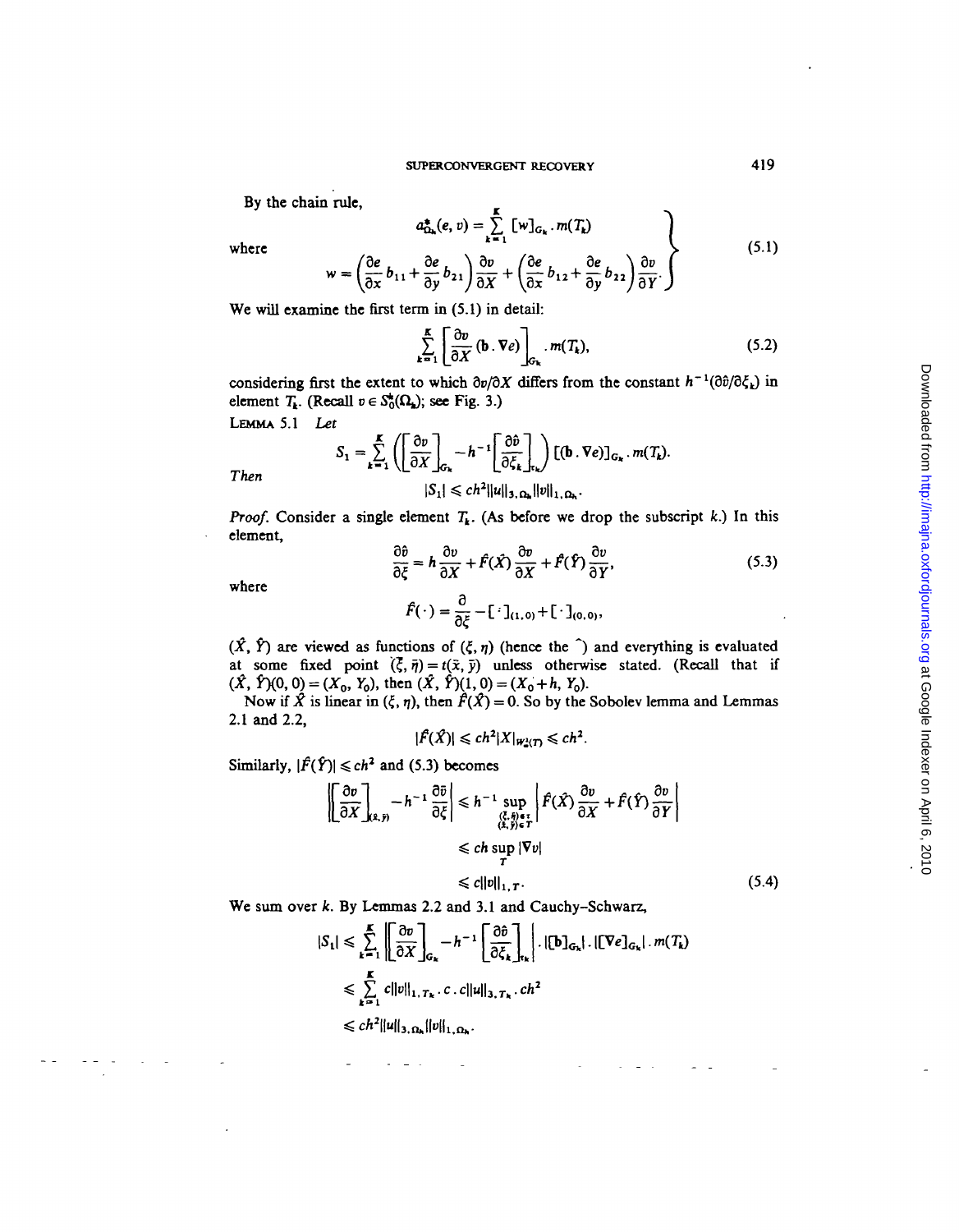By the chain rule,

$$
\left.
\begin{aligned}
a^*_{\Omega_h}(e, v) &= \sum_{k=1}^{K} [w]_{G_k} \cdot m(T_k) \\
\text{where} \qquad w &= \left(\frac{\partial e}{\partial x} b_{11} + \frac{\partial e}{\partial y} b_{21}\right)\frac{\partial v}{\partial X} + \left(\frac{\partial e}{\partial x} b_{12} + \frac{\partial e}{\partial y} b_{22}\right)\frac{\partial v}{\partial Y}.
\end{aligned}
\right\} \tag{5.1}
$$

We will examine the first term in (5.1) in detail:

$$
\sum_{k=1}^{K} \left[\frac{\partial v}{\partial X}(\mathbf{b} \cdot \nabla e)\right]_{G_k} \cdot m(T_k), \tag{5.2}
$$

considering first the extent to which $\partial v/\partial X$ differs from the constant $h^{-1}(\partial \hat{v}/\partial \xi_k)$ in element $T_k$. (Recall $v \in S_0^h(\Omega_h)$; see Fig. 3.)

LEMMA 5.1 *Let*

$$
S_1 = \sum_{k=1}^{K} \left(\left[\frac{\partial v}{\partial X}\right]_{G_k} - h^{-1}\left[\frac{\partial \hat{v}}{\partial \xi_k}\right]_{\tau_k}\right)[(\mathbf{b} \cdot \nabla e)]_{G_k} \cdot m(T_k).
$$

*Then*

$$
|S_1| \leqslant ch^2 \|u\|_{3,\Omega_h} \|v\|_{1,\Omega_h}.
$$

*Proof.* Consider a single element $T_k$. (As before we drop the subscript $k$.) In this element,

$$
\frac{\partial \hat{v}}{\partial \xi} = h\frac{\partial v}{\partial X} + \hat{F}(\hat{X})\frac{\partial v}{\partial X} + \hat{F}(\hat{Y})\frac{\partial v}{\partial Y}, \tag{5.3}
$$

where

$$
\hat{F}(\cdot) = \frac{\partial}{\partial \xi} - [\cdot]_{(1,0)} + [\cdot]_{(0,0)},
$$

$(\hat{X}, \hat{Y})$ are viewed as functions of $(\xi, \eta)$ (hence the $\hat{}$) and everything is evaluated at some fixed point $(\bar{\xi}, \bar{\eta}) = t(\bar{x}, \bar{y})$ unless otherwise stated. (Recall that if $(\hat{X}, \hat{Y})(0, 0) = (X_0, Y_0)$, then $(\hat{X}, \hat{Y})(1, 0) = (X_0 + h, Y_0)$.

Now if $\hat{X}$ is linear in $(\xi, \eta)$, then $\hat{F}(\hat{X}) = 0$. So by the Sobolev lemma and Lemmas 2.1 and 2.2,

$$
|\hat{F}(\hat{X})| \leqslant ch^2 |X|_{W^2_\infty(T)} \leqslant ch^2.
$$

Similarly, $|\hat{F}(\hat{Y})| \leqslant ch^2$ and (5.3) becomes

$$
\begin{aligned}
\left|\left[\frac{\partial v}{\partial X}\right]_{(\bar{x},\bar{y})} - h^{-1}\frac{\partial \hat{v}}{\partial \xi}\right| &\leqslant h^{-1} \sup_{\substack{(\xi,\eta)\in\tau \\ (\bar{x},\bar{y})\in T}} \left|\hat{F}(\hat{X})\frac{\partial v}{\partial X} + \hat{F}(\hat{Y})\frac{\partial v}{\partial Y}\right| \\
&\leqslant ch \sup_T |\nabla v| \\
&\leqslant c\|v\|_{1,T}.
\end{aligned} \tag{5.4}
$$

We sum over $k$. By Lemmas 2.2 and 3.1 and Cauchy–Schwarz,

$$
\begin{aligned}
|S_1| &\leqslant \sum_{k=1}^{K} \left|\left[\frac{\partial v}{\partial X}\right]_{G_k} - h^{-1}\left[\frac{\partial \hat{v}}{\partial \xi_k}\right]_{\tau_k}\right| \cdot |[\mathbf{b}]_{G_k}| \cdot |[\nabla e]_{G_k}| \cdot m(T_k) \\
&\leqslant \sum_{k=1}^{K} c\|v\|_{1,T_k} \cdot c \cdot c\|u\|_{3,T_k} \cdot ch^2 \\
&\leqslant ch^2 \|u\|_{3,\Omega_h} \|v\|_{1,\Omega_h}.
\end{aligned}
$$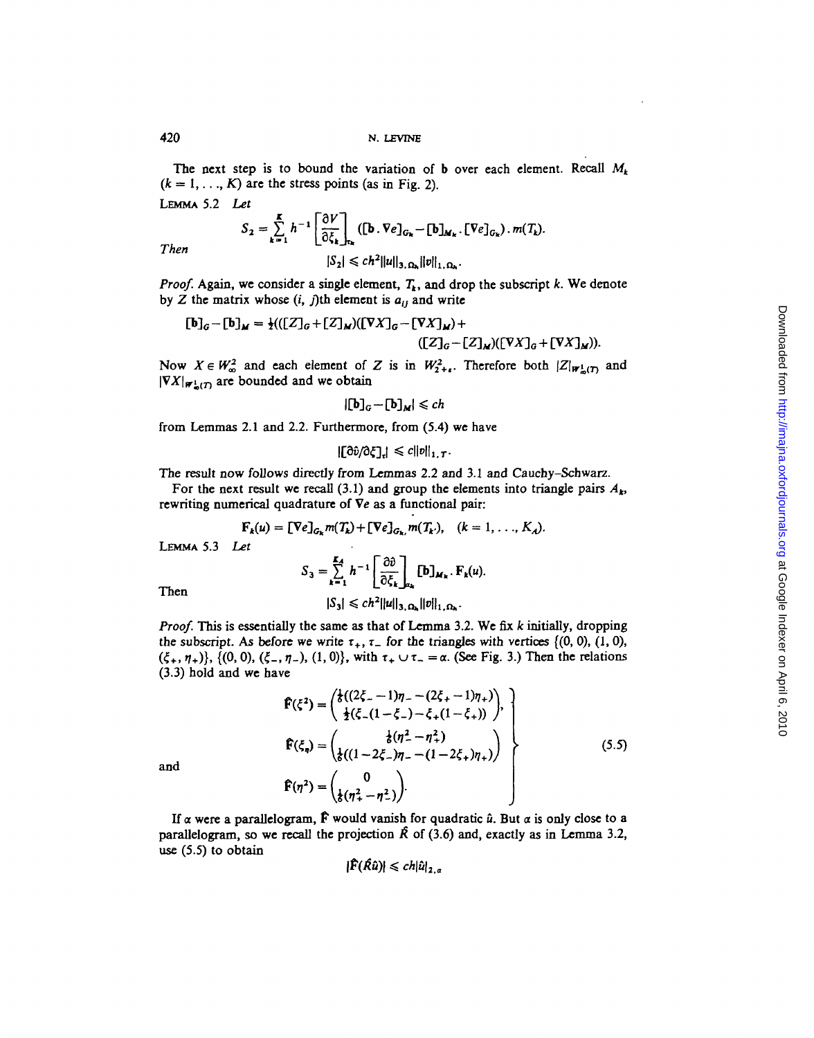The next step is to bound the variation of $\mathbf{b}$ over each element. Recall $M_k$ $(k = 1, \ldots, K)$ are the stress points (as in Fig. 2).

LEMMA 5.2 *Let*

$$S_2 = \sum_{k=1}^{K} h^{-1} \left[\frac{\partial V}{\partial \xi_k}\right]_{\tau_k} ([\mathbf{b} \cdot \nabla e]_{G_k} - [\mathbf{b}]_{M_k} \cdot [\nabla e]_{G_k}) \cdot m(T_k).$$

*Then*

$$|S_2| \leqslant ch^2 \|u\|_{3,\Omega_h} \|v\|_{1,\Omega_h}.$$

*Proof.* Again, we consider a single element, $T_k$, and drop the subscript $k$. We denote by $Z$ the matrix whose $(i, j)$th element is $a_{ij}$ and write

$$[\mathbf{b}]_G - [\mathbf{b}]_M = \tfrac{1}{2}(([Z]_G + [Z]_M)([\nabla X]_G - [\nabla X]_M) + ([Z]_G - [Z]_M)([\nabla X]_G + [\nabla X]_M)).$$

Now $X \in W^2_\infty$ and each element of $Z$ is in $W^2_{2+\epsilon}$. Therefore both $|Z|_{W^1_\infty(T)}$ and $|\nabla X|_{W^1_\infty(T)}$ are bounded and we obtain

$$|[\mathbf{b}]_G - [\mathbf{b}]_M| \leqslant ch$$

from Lemmas 2.1 and 2.2. Furthermore, from (5.4) we have

$$|[\partial \hat{v}/\partial \xi]_\tau| \leqslant c\|v\|_{1,T}.$$

The result now follows directly from Lemmas 2.2 and 3.1 and Cauchy–Schwarz.

For the next result we recall (3.1) and group the elements into triangle pairs $A_k$, rewriting numerical quadrature of $\nabla e$ as a functional pair:

$$\mathbf{F}_k(u) = [\nabla e]_{G_k} m(T_k) + [\nabla e]_{G_{k'}} m(T_{k'}), \quad (k = 1, \ldots, K_A).$$

LEMMA 5.3 *Let*

$$S_3 = \sum_{k=1}^{K_A} h^{-1} \left[\frac{\partial \hat{v}}{\partial \xi_k}\right]_{\alpha_k} [\mathbf{b}]_{M_k} \cdot \mathbf{F}_k(u).$$

Then

$$|S_3| \leqslant ch^2 \|u\|_{3,\Omega_h} \|v\|_{1,\Omega_h}.$$

*Proof.* This is essentially the same as that of Lemma 3.2. We fix $k$ initially, dropping the subscript. As before we write $\tau_+$, $\tau_-$ for the triangles with vertices $\{(0, 0), (1, 0), (\xi_+, \eta_+)\}$, $\{(0, 0), (\xi_-, \eta_-), (1, 0)\}$, with $\tau_+ \cup \tau_- = \alpha$. (See Fig. 3.) Then the relations (3.3) hold and we have

$$\left.\begin{aligned}
\hat{\mathbf{F}}(\xi^2) &= \begin{pmatrix} \tfrac{1}{6}((2\xi_- - 1)\eta_- - (2\xi_+ - 1)\eta_+) \\ \tfrac{1}{2}(\xi_-(1-\xi_-) - \xi_+(1-\xi_+)) \end{pmatrix}, \\
\hat{\mathbf{F}}(\xi_\eta) &= \begin{pmatrix} \tfrac{1}{6}(\eta_-^2 - \eta_+^2) \\ \tfrac{1}{6}((1-2\xi_-)\eta_- - (1-2\xi_+)\eta_+) \end{pmatrix}
\end{aligned}\right\} \tag{5.5}$$

and

$$\hat{\mathbf{F}}(\eta^2) = \begin{pmatrix} 0 \\ \tfrac{1}{6}(\eta_+^2 - \eta_-^2) \end{pmatrix}.$$

If $\alpha$ were a parallelogram, $\hat{\mathbf{F}}$ would vanish for quadratic $\hat{u}$. But $\alpha$ is only close to a parallelogram, so we recall the projection $\hat{R}$ of (3.6) and, exactly as in Lemma 3.2, use (5.5) to obtain

$$|\hat{\mathbf{F}}(\hat{R}\hat{u})| \leqslant ch|\hat{u}|_{2,\alpha}$$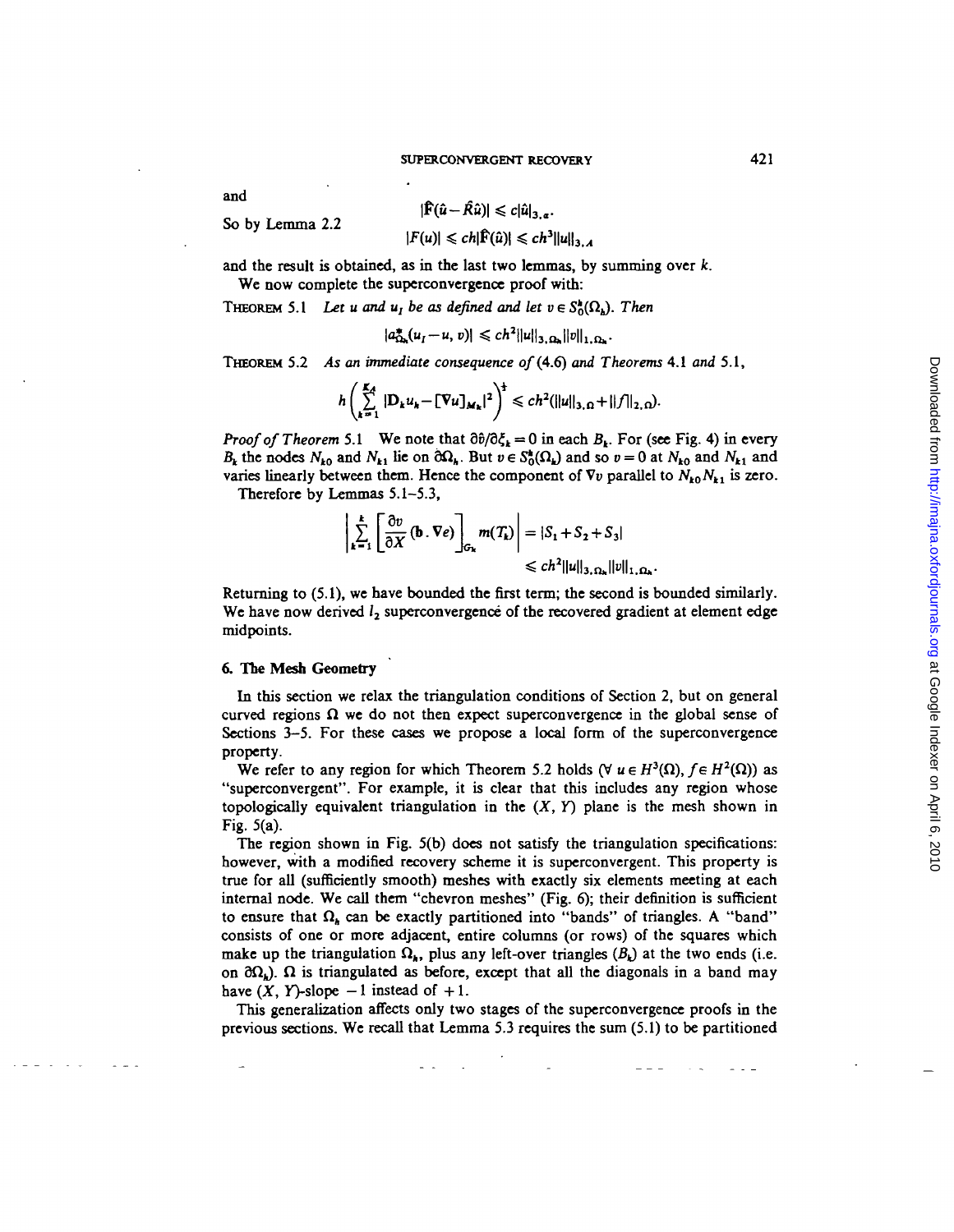and

$$|\hat{\mathbf{F}}(\hat{u} - \hat{R}\hat{u})| \leqslant c|\hat{u}|_{3,\alpha}.$$

So by Lemma 2.2

$$|F(u)| \leqslant ch|\hat{\mathbf{F}}(\hat{u})| \leqslant ch^3\|u\|_{3,A}$$

and the result is obtained, as in the last two lemmas, by summing over $k$.

We now complete the superconvergence proof with:

THEOREM 5.1 *Let $u$ and $u_I$ be as defined and let $v \in S_0^h(\Omega_h)$. Then*

$$|a^*_{\Omega_h}(u_I - u, v)| \leqslant ch^2\|u\|_{3,\Omega_h}\|v\|_{1,\Omega_h}.$$

THEOREM 5.2 *As an immediate consequence of* (4.6) *and Theorems* 4.1 *and* 5.1,

$$h\left(\sum_{k=1}^{K_A} |\mathbf{D}_k u_h - [\nabla u]_{M_k}|^2\right)^{\frac{1}{2}} \leqslant ch^2(\|u\|_{3,\Omega} + \|f\|_{2,\Omega}).$$

*Proof of Theorem* 5.1 We note that $\partial\hat{v}/\partial\xi_k = 0$ in each $B_k$. For (see Fig. 4) in every $B_k$ the nodes $N_{k0}$ and $N_{k1}$ lie on $\partial\Omega_h$. But $v \in S_0^h(\Omega_h)$ and so $v = 0$ at $N_{k0}$ and $N_{k1}$ and varies linearly between them. Hence the component of $\nabla v$ parallel to $N_{k0}N_{k1}$ is zero.

Therefore by Lemmas 5.1–5.3,

$$\left|\sum_{k=1}^{k}\left[\frac{\partial v}{\partial X}(\mathbf{b}\,.\,\nabla e)\right]_{G_k} m(T_k)\right| = |S_1 + S_2 + S_3| \leqslant ch^2\|u\|_{3,\Omega_h}\|v\|_{1,\Omega_h}.$$

Returning to (5.1), we have bounded the first term; the second is bounded similarly. We have now derived $l_2$ superconvergence of the recovered gradient at element edge midpoints.

## 6. The Mesh Geometry

In this section we relax the triangulation conditions of Section 2, but on general curved regions $\Omega$ we do not then expect superconvergence in the global sense of Sections 3–5. For these cases we propose a local form of the superconvergence property.

We refer to any region for which Theorem 5.2 holds ($\forall\, u \in H^3(\Omega), f \in H^2(\Omega)$) as "superconvergent". For example, it is clear that this includes any region whose topologically equivalent triangulation in the $(X, Y)$ plane is the mesh shown in Fig. 5(a).

The region shown in Fig. 5(b) does not satisfy the triangulation specifications: however, with a modified recovery scheme it is superconvergent. This property is true for all (sufficiently smooth) meshes with exactly six elements meeting at each internal node. We call them "chevron meshes" (Fig. 6); their definition is sufficient to ensure that $\Omega_h$ can be exactly partitioned into "bands" of triangles. A "band" consists of one or more adjacent, entire columns (or rows) of the squares which make up the triangulation $\Omega_h$, plus any left-over triangles ($B_k$) at the two ends (i.e. on $\partial\Omega_h$). $\Omega$ is triangulated as before, except that all the diagonals in a band may have $(X, Y)$-slope $-1$ instead of $+1$.

This generalization affects only two stages of the superconvergence proofs in the previous sections. We recall that Lemma 5.3 requires the sum (5.1) to be partitioned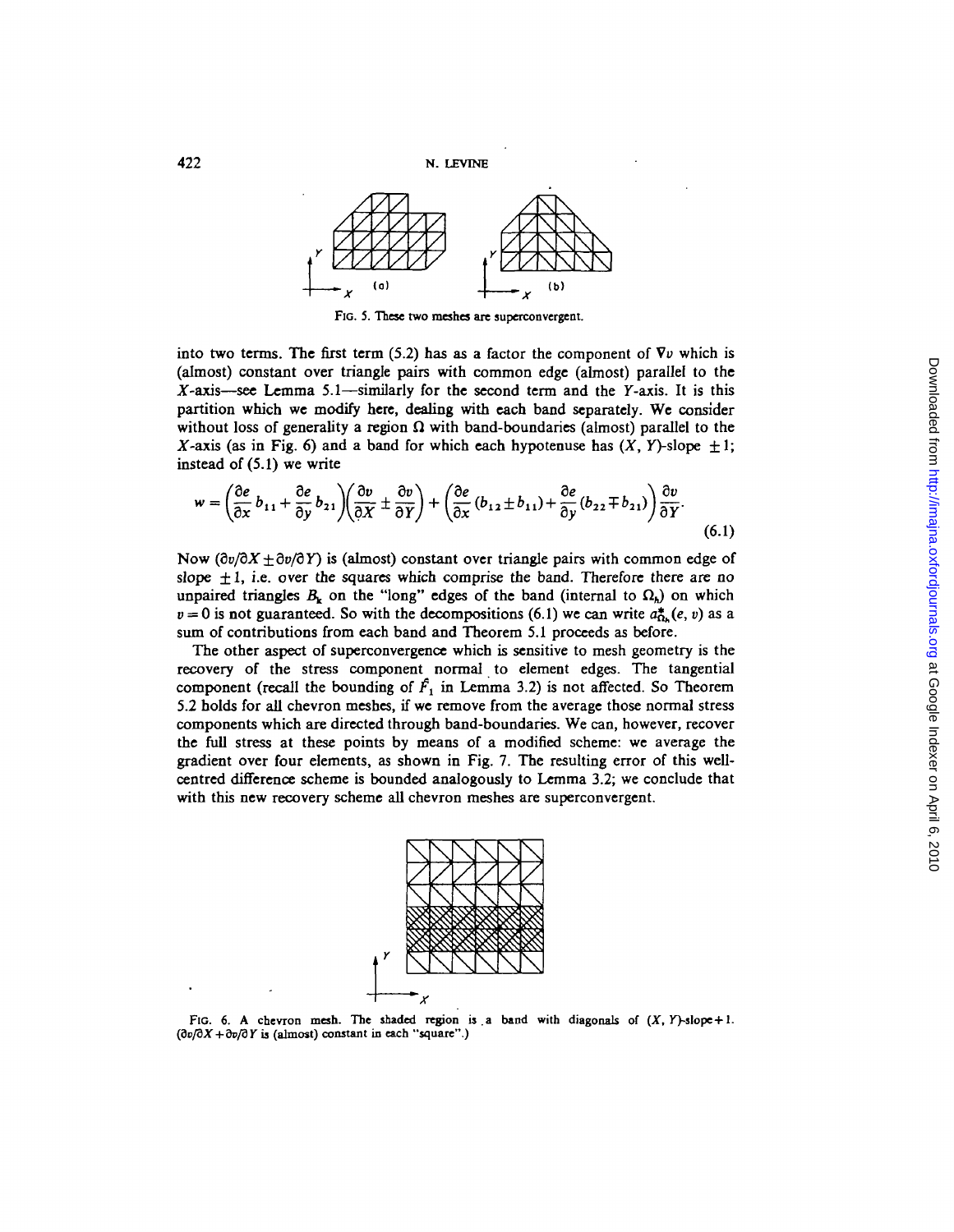FIG. 5. These two meshes are superconvergent.

into two terms. The first term (5.2) has as a factor the component of $\nabla v$ which is (almost) constant over triangle pairs with common edge (almost) parallel to the $X$-axis—see Lemma 5.1—similarly for the second term and the $Y$-axis. It is this partition which we modify here, dealing with each band separately. We consider without loss of generality a region $\Omega$ with band-boundaries (almost) parallel to the $X$-axis (as in Fig. 6) and a band for which each hypotenuse has $(X, Y)$-slope $\pm 1$; instead of (5.1) we write

$$w = \left(\frac{\partial e}{\partial x} b_{11} + \frac{\partial e}{\partial y} b_{21}\right)\left(\frac{\partial v}{\partial X} \pm \frac{\partial v}{\partial Y}\right) + \left(\frac{\partial e}{\partial x}(b_{12} \pm b_{11}) + \frac{\partial e}{\partial y}(b_{22} \mp b_{21})\right)\frac{\partial v}{\partial Y}. \tag{6.1}$$

Now $(\partial v/\partial X \pm \partial v/\partial Y)$ is (almost) constant over triangle pairs with common edge of slope $\pm 1$, i.e. over the squares which comprise the band. Therefore there are no unpaired triangles $B_k$ on the "long" edges of the band (internal to $\Omega_h$) on which $v = 0$ is not guaranteed. So with the decompositions (6.1) we can write $a^*_{\Omega_h}(e, v)$ as a sum of contributions from each band and Theorem 5.1 proceeds as before.

The other aspect of superconvergence which is sensitive to mesh geometry is the recovery of the stress component normal to element edges. The tangential component (recall the bounding of $\hat{F}_1$ in Lemma 3.2) is not affected. So Theorem 5.2 holds for all chevron meshes, if we remove from the average those normal stress components which are directed through band-boundaries. We can, however, recover the full stress at these points by means of a modified scheme: we average the gradient over four elements, as shown in Fig. 7. The resulting error of this well-centred difference scheme is bounded analogously to Lemma 3.2; we conclude that with this new recovery scheme all chevron meshes are superconvergent.

FIG. 6. A chevron mesh. The shaded region is a band with diagonals of $(X, Y)$-slope $+1$. $(\partial v/\partial X + \partial v/\partial Y$ is (almost) constant in each "square".)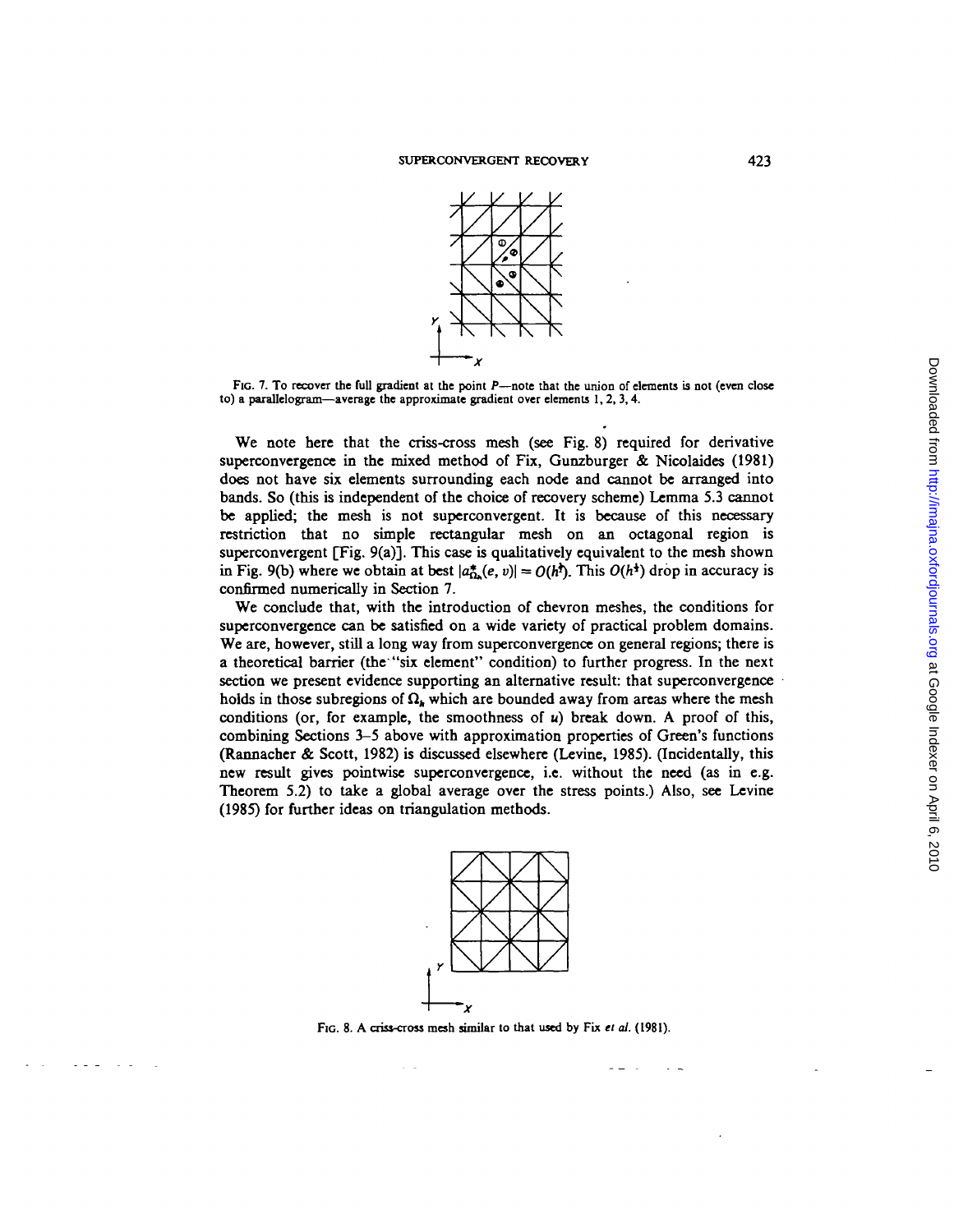FIG. 7. To recover the full gradient at the point $P$—note that the union of elements is not (even close to) a parallelogram—average the approximate gradient over elements 1, 2, 3, 4.

We note here that the criss-cross mesh (see Fig. 8) required for derivative superconvergence in the mixed method of Fix, Gunzburger & Nicolaides (1981) does not have six elements surrounding each node and cannot be arranged into bands. So (this is independent of the choice of recovery scheme) Lemma 5.3 cannot be applied; the mesh is not superconvergent. It is because of this necessary restriction that no simple rectangular mesh on an octagonal region is superconvergent [Fig. 9(a)]. This case is qualitatively equivalent to the mesh shown in Fig. 9(b) where we obtain at best $|a^*_{\Omega_h}(e, v)| = O(h^{\frac{3}{2}})$. This $O(h^{\frac{1}{2}})$ drop in accuracy is confirmed numerically in Section 7.

We conclude that, with the introduction of chevron meshes, the conditions for superconvergence can be satisfied on a wide variety of practical problem domains. We are, however, still a long way from superconvergence on general regions; there is a theoretical barrier (the "six element" condition) to further progress. In the next section we present evidence supporting an alternative result: that superconvergence holds in those subregions of $\Omega_h$ which are bounded away from areas where the mesh conditions (or, for example, the smoothness of $u$) break down. A proof of this, combining Sections 3–5 above with approximation properties of Green's functions (Rannacher & Scott, 1982) is discussed elsewhere (Levine, 1985). (Incidentally, this new result gives pointwise superconvergence, i.e. without the need (as in e.g. Theorem 5.2) to take a global average over the stress points.) Also, see Levine (1985) for further ideas on triangulation methods.

FIG. 8. A criss-cross mesh similar to that used by Fix *et al.* (1981).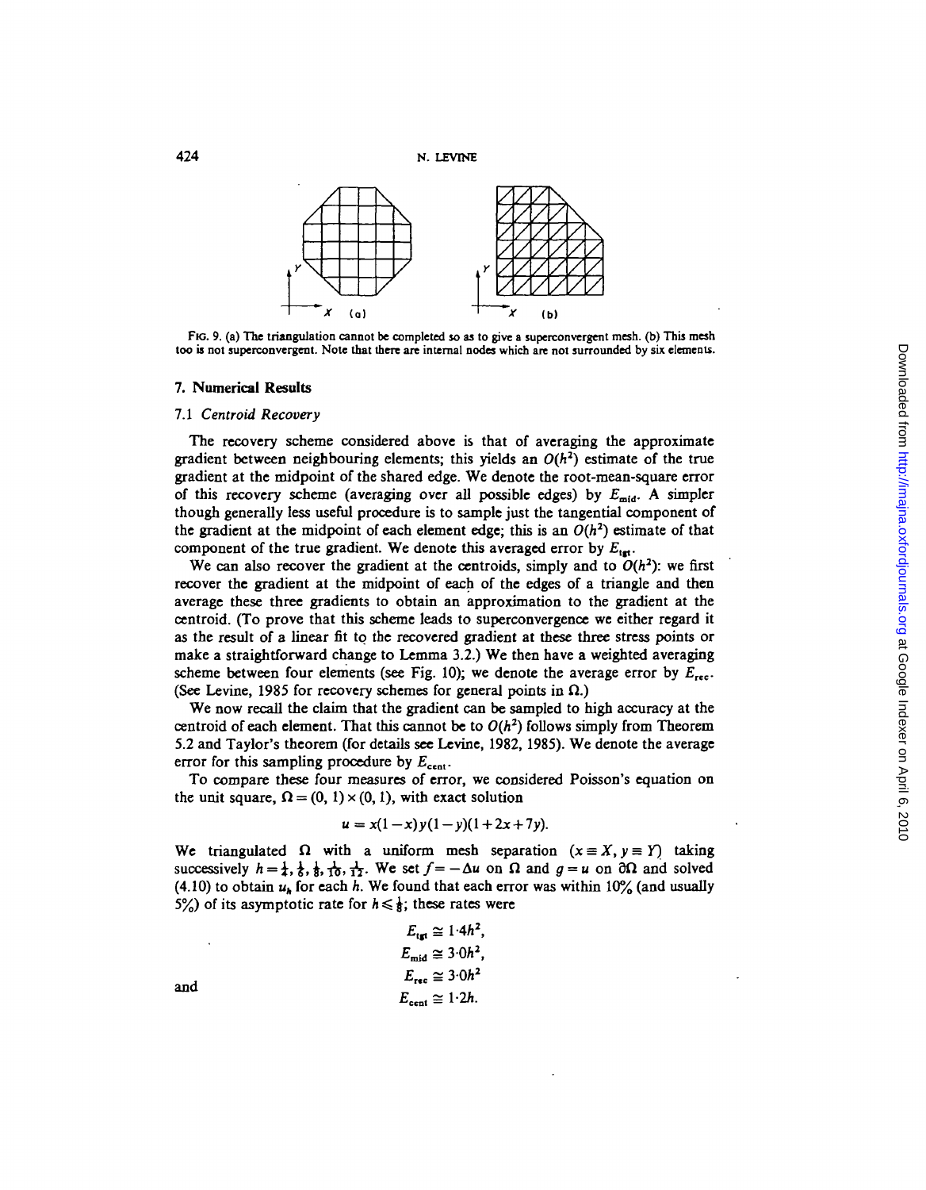FIG. 9. (a) The triangulation cannot be completed so as to give a superconvergent mesh. (b) This mesh too is not superconvergent. Note that there are internal nodes which are not surrounded by six elements.

## 7. Numerical Results

### 7.1 *Centroid Recovery*

The recovery scheme considered above is that of averaging the approximate gradient between neighbouring elements; this yields an $O(h^2)$ estimate of the true gradient at the midpoint of the shared edge. We denote the root-mean-square error of this recovery scheme (averaging over all possible edges) by $E_{mid}$. A simpler though generally less useful procedure is to sample just the tangential component of the gradient at the midpoint of each element edge; this is an $O(h^2)$ estimate of that component of the true gradient. We denote this averaged error by $E_{tgt}$.

We can also recover the gradient at the centroids, simply and to $O(h^2)$: we first recover the gradient at the midpoint of each of the edges of a triangle and then average these three gradients to obtain an approximation to the gradient at the centroid. (To prove that this scheme leads to superconvergence we either regard it as the result of a linear fit to the recovered gradient at these three stress points or make a straightforward change to Lemma 3.2.) We then have a weighted averaging scheme between four elements (see Fig. 10); we denote the average error by $E_{rec}$. (See Levine, 1985 for recovery schemes for general points in $\Omega$.)

We now recall the claim that the gradient can be sampled to high accuracy at the centroid of each element. That this cannot be to $O(h^2)$ follows simply from Theorem 5.2 and Taylor's theorem (for details see Levine, 1982, 1985). We denote the average error for this sampling procedure by $E_{cent}$.

To compare these four measures of error, we considered Poisson's equation on the unit square, $\Omega = (0, 1) \times (0, 1)$, with exact solution

$$u = x(1-x)y(1-y)(1+2x+7y).$$

We triangulated $\Omega$ with a uniform mesh separation $(x \equiv X, y \equiv Y)$ taking successively $h = \frac{1}{4}, \frac{1}{6}, \frac{1}{8}, \frac{1}{10}, \frac{1}{12}$. We set $f = -\Delta u$ on $\Omega$ and $g = u$ on $\partial\Omega$ and solved (4.10) to obtain $u_h$ for each $h$. We found that each error was within 10% (and usually 5%) of its asymptotic rate for $h \leqslant \frac{1}{8}$; these rates were

$$E_{tgt} \cong 1{\cdot}4h^2,$$
$$E_{mid} \cong 3{\cdot}0h^2,$$
$$E_{rec} \cong 3{\cdot}0h^2$$

and

$$E_{cent} \cong 1{\cdot}2h.$$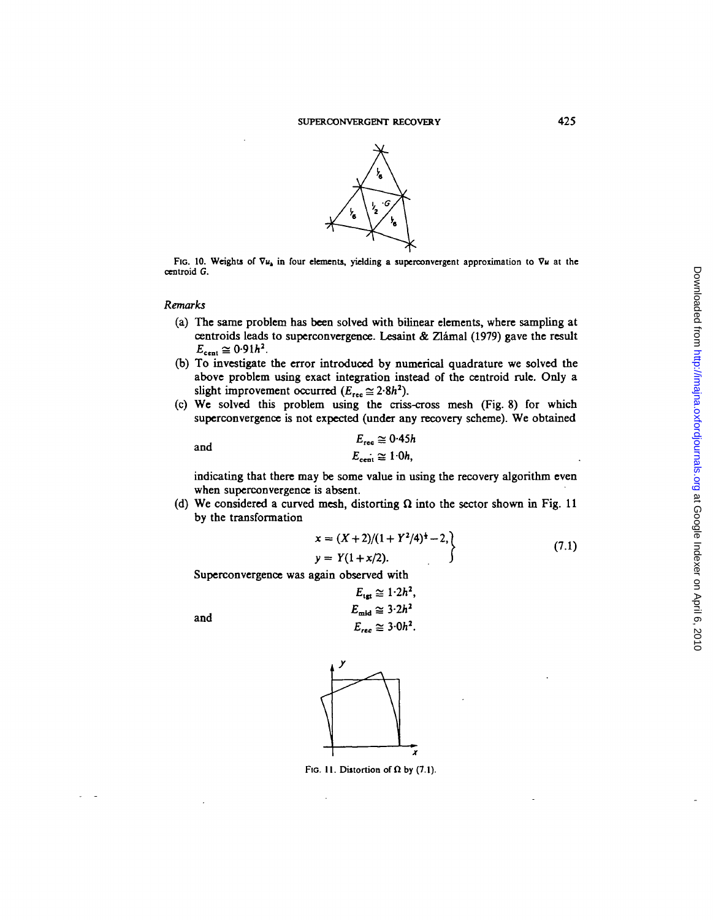FIG. 10. Weights of $\nabla u_h$ in four elements, yielding a superconvergent approximation to $\nabla u$ at the centroid $G$.

*Remarks*

(a) The same problem has been solved with bilinear elements, where sampling at centroids leads to superconvergence. Lesaint & Zlámal (1979) gave the result $E_{\text{cent}} \cong 0{\cdot}91h^2$.

(b) To investigate the error introduced by numerical quadrature we solved the above problem using exact integration instead of the centroid rule. Only a slight improvement occurred ($E_{\text{rec}} \cong 2{\cdot}8h^2$).

(c) We solved this problem using the criss-cross mesh (Fig. 8) for which superconvergence is not expected (under any recovery scheme). We obtained

$$E_{\text{rec}} \cong 0{\cdot}45h$$

and

$$E_{\text{cent}} \cong 1{\cdot}0h,$$

indicating that there may be some value in using the recovery algorithm even when superconvergence is absent.

(d) We considered a curved mesh, distorting $\Omega$ into the sector shown in Fig. 11 by the transformation

$$\left.\begin{aligned} x &= (X+2)/(1+Y^2/4)^{\frac{1}{2}}-2, \\ y &= Y(1+x/2). \end{aligned}\right\} \tag{7.1}$$

Superconvergence was again observed with

$$E_{\text{tgt}} \cong 1{\cdot}2h^2,$$

$$E_{\text{mid}} \cong 3{\cdot}2h^2$$

and

$$E_{\text{rec}} \cong 3{\cdot}0h^2.$$

FIG. 11. Distortion of $\Omega$ by (7.1).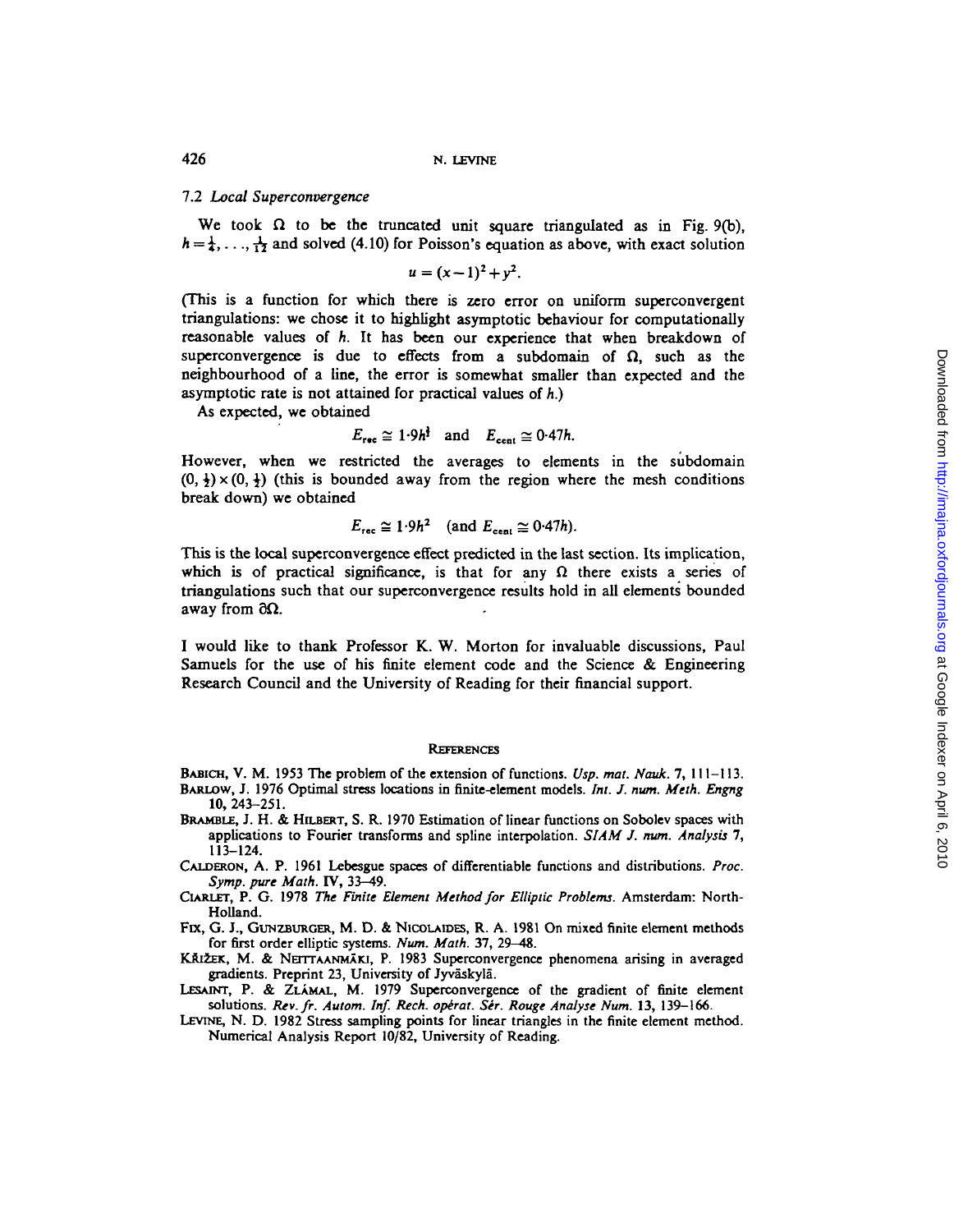### 7.2 *Local Superconvergence*

We took $\Omega$ to be the truncated unit square triangulated as in Fig. 9(b), $h = \frac{1}{4}, \ldots, \frac{1}{12}$ and solved (4.10) for Poisson's equation as above, with exact solution

$$u = (x-1)^2 + y^2.$$

(This is a function for which there is zero error on uniform superconvergent triangulations: we chose it to highlight asymptotic behaviour for computationally reasonable values of $h$. It has been our experience that when breakdown of superconvergence is due to effects from a subdomain of $\Omega$, such as the neighbourhood of a line, the error is somewhat smaller than expected and the asymptotic rate is not attained for practical values of $h$.)

As expected, we obtained

$$E_{\text{rec}} \cong 1{\cdot}9h^{\frac{3}{2}} \quad \text{and} \quad E_{\text{cent}} \cong 0{\cdot}47h.$$

However, when we restricted the averages to elements in the subdomain $(0, \frac{1}{2}) \times (0, \frac{1}{2})$ (this is bounded away from the region where the mesh conditions break down) we obtained

$$E_{\text{rec}} \cong 1{\cdot}9h^2 \quad (\text{and } E_{\text{cent}} \cong 0{\cdot}47h).$$

This is the local superconvergence effect predicted in the last section. Its implication, which is of practical significance, is that for any $\Omega$ there exists a series of triangulations such that our superconvergence results hold in all elements bounded away from $\partial\Omega$.

I would like to thank Professor K. W. Morton for invaluable discussions, Paul Samuels for the use of his finite element code and the Science & Engineering Research Council and the University of Reading for their financial support.

## References

BABICH, V. M. 1953 The problem of the extension of functions. *Usp. mat. Nauk.* **7**, 111–113.

BARLOW, J. 1976 Optimal stress locations in finite-element models. *Int. J. num. Meth. Engng* **10**, 243–251.

BRAMBLE, J. H. & HILBERT, S. R. 1970 Estimation of linear functions on Sobolev spaces with applications to Fourier transforms and spline interpolation. *SIAM J. num. Analysis* **7**, 113–124.

CALDERON, A. P. 1961 Lebesgue spaces of differentiable functions and distributions. *Proc. Symp. pure Math.* **IV**, 33–49.

CIARLET, P. G. 1978 *The Finite Element Method for Elliptic Problems*. Amsterdam: North-Holland.

FIX, G. J., GUNZBURGER, M. D. & NICOLAIDES, R. A. 1981 On mixed finite element methods for first order elliptic systems. *Num. Math.* **37**, 29–48.

KŘÍŽEK, M. & NEITTAANMÄKI, P. 1983 Superconvergence phenomena arising in averaged gradients. Preprint 23, University of Jyväskylä.

LESAINT, P. & ZLÁMAL, M. 1979 Superconvergence of the gradient of finite element solutions. *Rev. fr. Autom. Inf. Rech. opérat. Sér. Rouge Analyse Num.* **13**, 139–166.

LEVINE, N. D. 1982 Stress sampling points for linear triangles in the finite element method. Numerical Analysis Report 10/82, University of Reading.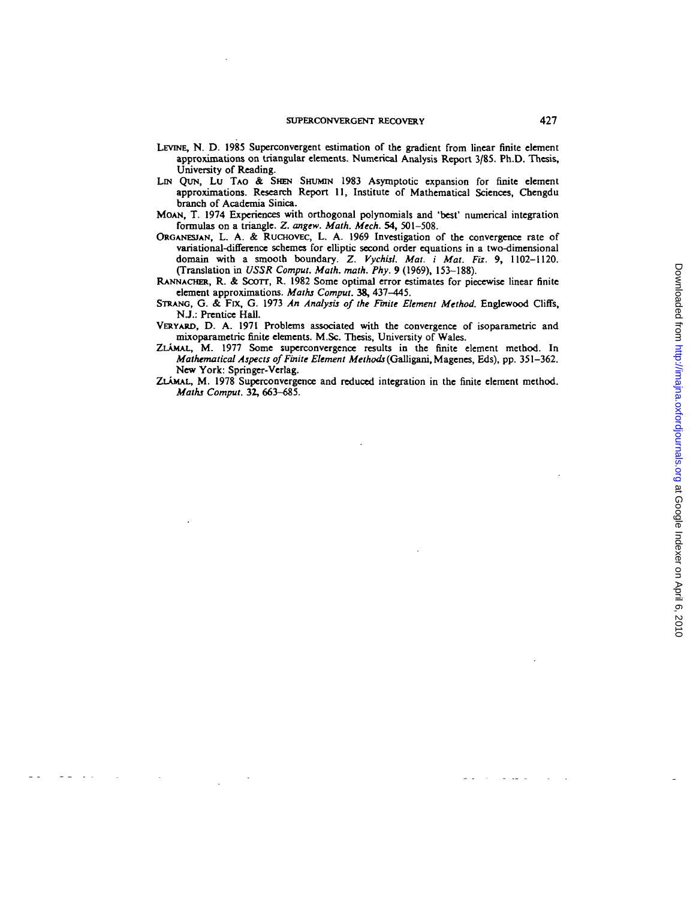LEVINE, N. D. 1985 Superconvergent estimation of the gradient from linear finite element approximations on triangular elements. Numerical Analysis Report 3/85. Ph.D. Thesis, University of Reading.

LIN QUN, LU TAO & SHEN SHUMIN 1983 Asymptotic expansion for finite element approximations. Research Report 11, Institute of Mathematical Sciences, Chengdu branch of Academia Sinica.

MOAN, T. 1974 Experiences with orthogonal polynomials and 'best' numerical integration formulas on a triangle. *Z. angew. Math. Mech.* **54**, 501–508.

ORGANESJAN, L. A. & RUCHOVEC, L. A. 1969 Investigation of the convergence rate of variational-difference schemes for elliptic second order equations in a two-dimensional domain with a smooth boundary. *Z. Vychisl. Mat. i Mat. Fiz.* **9**, 1102–1120. (Translation in *USSR Comput. Math. math. Phy.* 9 (1969), 153–188).

RANNACHER, R. & SCOTT, R. 1982 Some optimal error estimates for piecewise linear finite element approximations. *Maths Comput.* **38**, 437–445.

STRANG, G. & FIX, G. 1973 *An Analysis of the Finite Element Method.* Englewood Cliffs, N.J.: Prentice Hall.

VERYARD, D. A. 1971 Problems associated with the convergence of isoparametric and mixoparametric finite elements. M.Sc. Thesis, University of Wales.

ZLÁMAL, M. 1977 Some superconvergence results in the finite element method. In *Mathematical Aspects of Finite Element Methods* (Galligani, Magenes, Eds), pp. 351–362. New York: Springer-Verlag.

ZLÁMAL, M. 1978 Superconvergence and reduced integration in the finite element method. *Maths Comput.* **32**, 663–685.